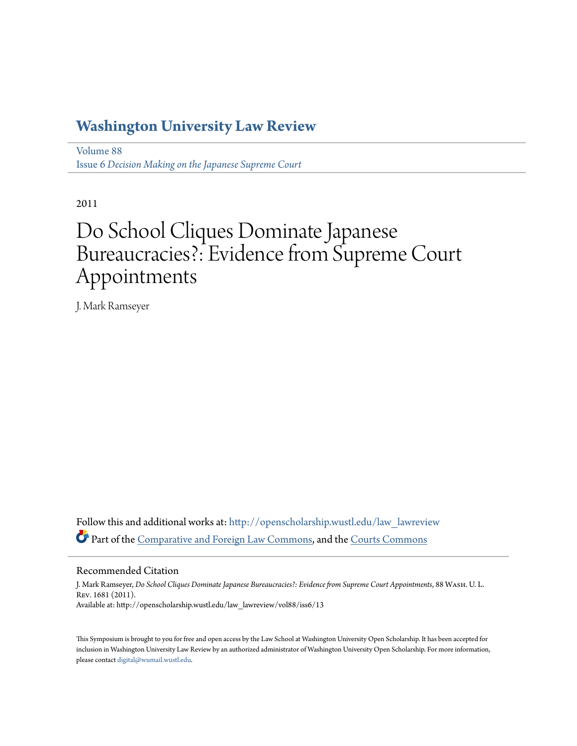# Washington University Law Review

Volume 88
Issue 6 *Decision Making on the Japanese Supreme Court*

2011

# Do School Cliques Dominate Japanese Bureaucracies?: Evidence from Supreme Court Appointments

J. Mark Ramseyer

Follow this and additional works at: http://openscholarship.wustl.edu/law_lawreview

Part of the Comparative and Foreign Law Commons, and the Courts Commons

## Recommended Citation

J. Mark Ramseyer, *Do School Cliques Dominate Japanese Bureaucracies?: Evidence from Supreme Court Appointments*, 88 Wash. U. L. Rev. 1681 (2011).
Available at: http://openscholarship.wustl.edu/law_lawreview/vol88/iss6/13

This Symposium is brought to you for free and open access by the Law School at Washington University Open Scholarship. It has been accepted for inclusion in Washington University Law Review by an authorized administrator of Washington University Open Scholarship. For more information, please contact digital@wumail.wustl.edu.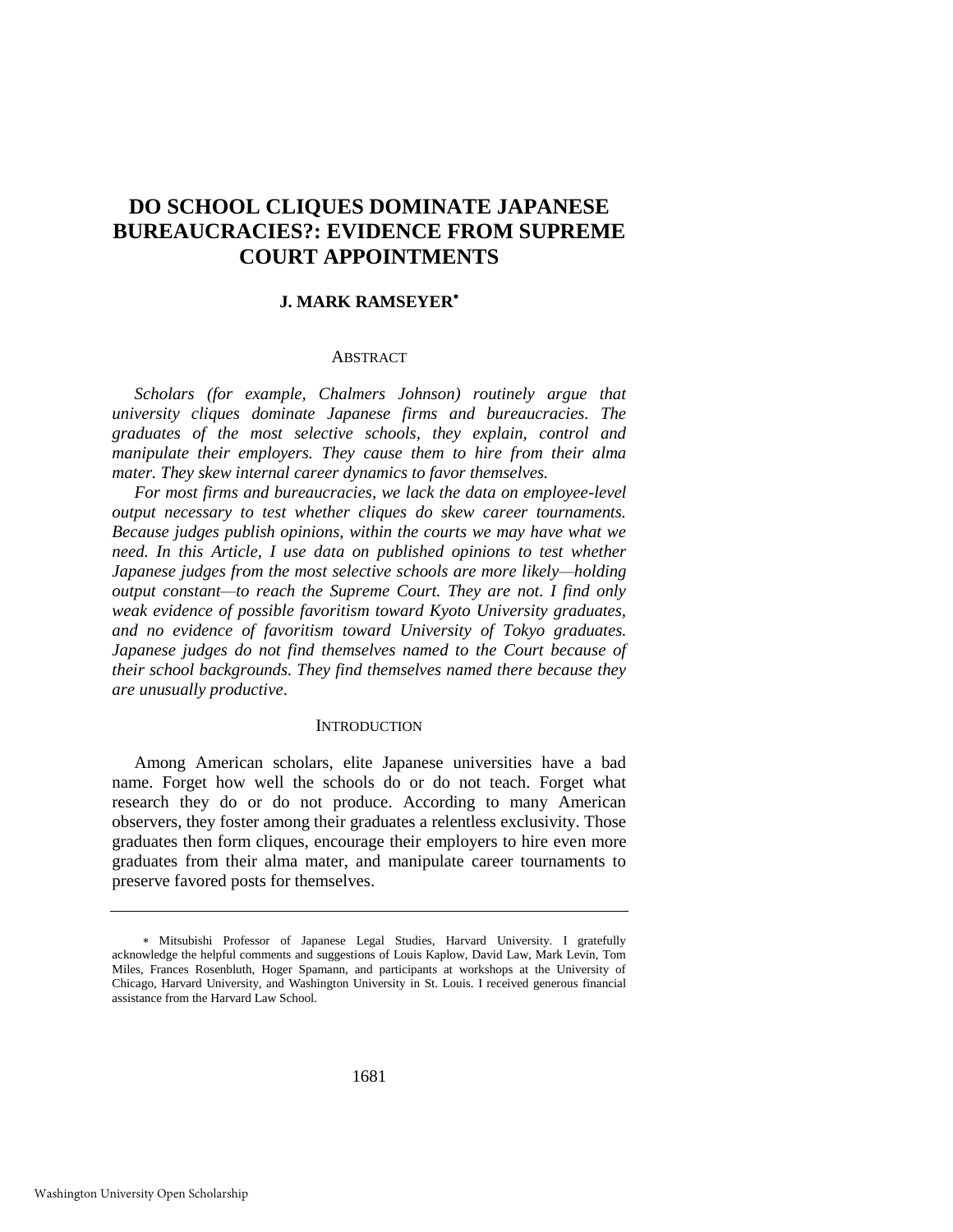# DO SCHOOL CLIQUES DOMINATE JAPANESE BUREAUCRACIES?: EVIDENCE FROM SUPREME COURT APPOINTMENTS

**J. MARK RAMSEYER***

ABSTRACT

*Scholars (for example, Chalmers Johnson) routinely argue that university cliques dominate Japanese firms and bureaucracies. The graduates of the most selective schools, they explain, control and manipulate their employers. They cause them to hire from their alma mater. They skew internal career dynamics to favor themselves.*

*For most firms and bureaucracies, we lack the data on employee-level output necessary to test whether cliques do skew career tournaments. Because judges publish opinions, within the courts we may have what we need. In this Article, I use data on published opinions to test whether Japanese judges from the most selective schools are more likely—holding output constant—to reach the Supreme Court. They are not. I find only weak evidence of possible favoritism toward Kyoto University graduates, and no evidence of favoritism toward University of Tokyo graduates. Japanese judges do not find themselves named to the Court because of their school backgrounds. They find themselves named there because they are unusually productive.*

INTRODUCTION

Among American scholars, elite Japanese universities have a bad name. Forget how well the schools do or do not teach. Forget what research they do or do not produce. According to many American observers, they foster among their graduates a relentless exclusivity. Those graduates then form cliques, encourage their employers to hire even more graduates from their alma mater, and manipulate career tournaments to preserve favored posts for themselves.

---

* Mitsubishi Professor of Japanese Legal Studies, Harvard University. I gratefully acknowledge the helpful comments and suggestions of Louis Kaplow, David Law, Mark Levin, Tom Miles, Frances Rosenbluth, Hoger Spamann, and participants at workshops at the University of Chicago, Harvard University, and Washington University in St. Louis. I received generous financial assistance from the Harvard Law School.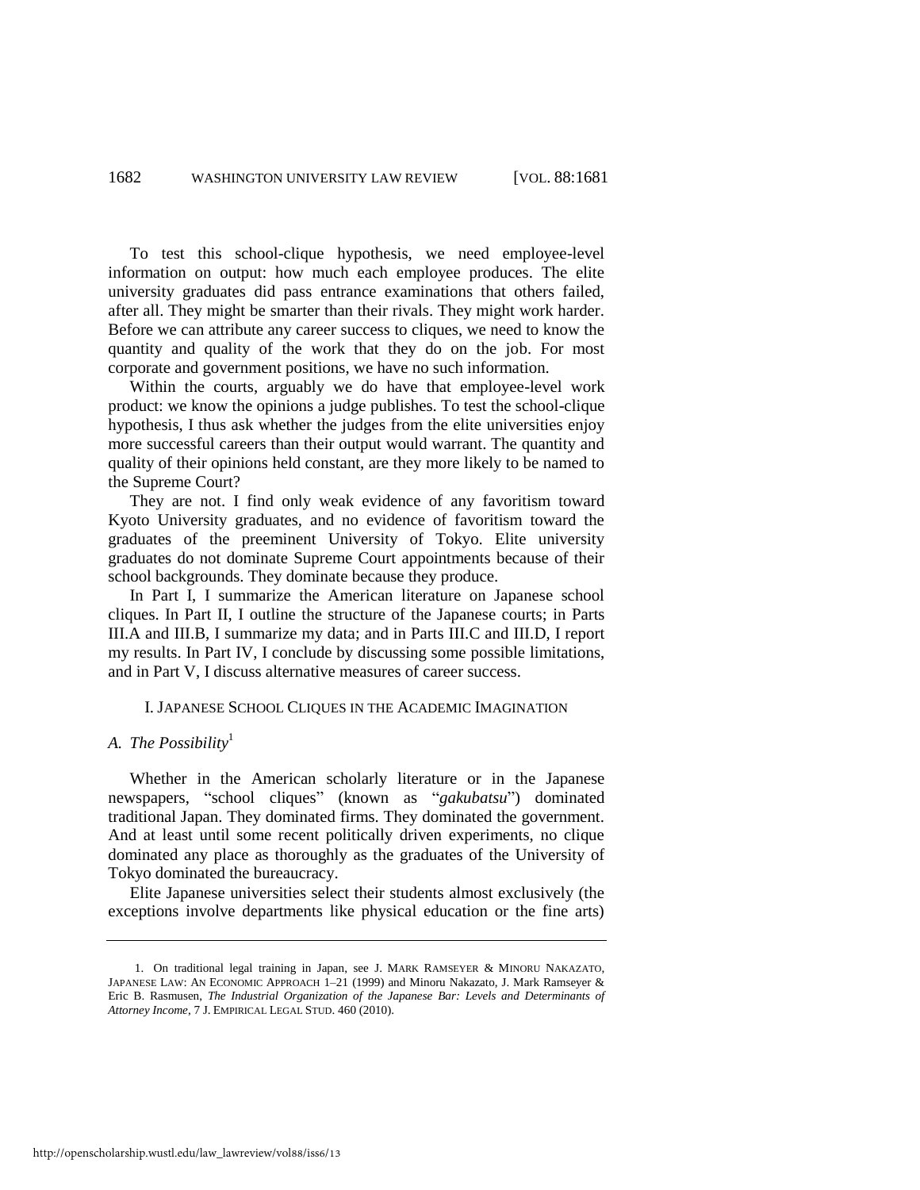To test this school-clique hypothesis, we need employee-level information on output: how much each employee produces. The elite university graduates did pass entrance examinations that others failed, after all. They might be smarter than their rivals. They might work harder. Before we can attribute any career success to cliques, we need to know the quantity and quality of the work that they do on the job. For most corporate and government positions, we have no such information.

Within the courts, arguably we do have that employee-level work product: we know the opinions a judge publishes. To test the school-clique hypothesis, I thus ask whether the judges from the elite universities enjoy more successful careers than their output would warrant. The quantity and quality of their opinions held constant, are they more likely to be named to the Supreme Court?

They are not. I find only weak evidence of any favoritism toward Kyoto University graduates, and no evidence of favoritism toward the graduates of the preeminent University of Tokyo. Elite university graduates do not dominate Supreme Court appointments because of their school backgrounds. They dominate because they produce.

In Part I, I summarize the American literature on Japanese school cliques. In Part II, I outline the structure of the Japanese courts; in Parts III.A and III.B, I summarize my data; and in Parts III.C and III.D, I report my results. In Part IV, I conclude by discussing some possible limitations, and in Part V, I discuss alternative measures of career success.

## I. JAPANESE SCHOOL CLIQUES IN THE ACADEMIC IMAGINATION

### A. *The Possibility*[1]

Whether in the American scholarly literature or in the Japanese newspapers, "school cliques" (known as "*gakubatsu*") dominated traditional Japan. They dominated firms. They dominated the government. And at least until some recent politically driven experiments, no clique dominated any place as thoroughly as the graduates of the University of Tokyo dominated the bureaucracy.

Elite Japanese universities select their students almost exclusively (the exceptions involve departments like physical education or the fine arts)

---

1. On traditional legal training in Japan, see J. MARK RAMSEYER & MINORU NAKAZATO, JAPANESE LAW: AN ECONOMIC APPROACH 1–21 (1999) and Minoru Nakazato, J. Mark Ramseyer & Eric B. Rasmusen, *The Industrial Organization of the Japanese Bar: Levels and Determinants of Attorney Income*, 7 J. EMPIRICAL LEGAL STUD. 460 (2010).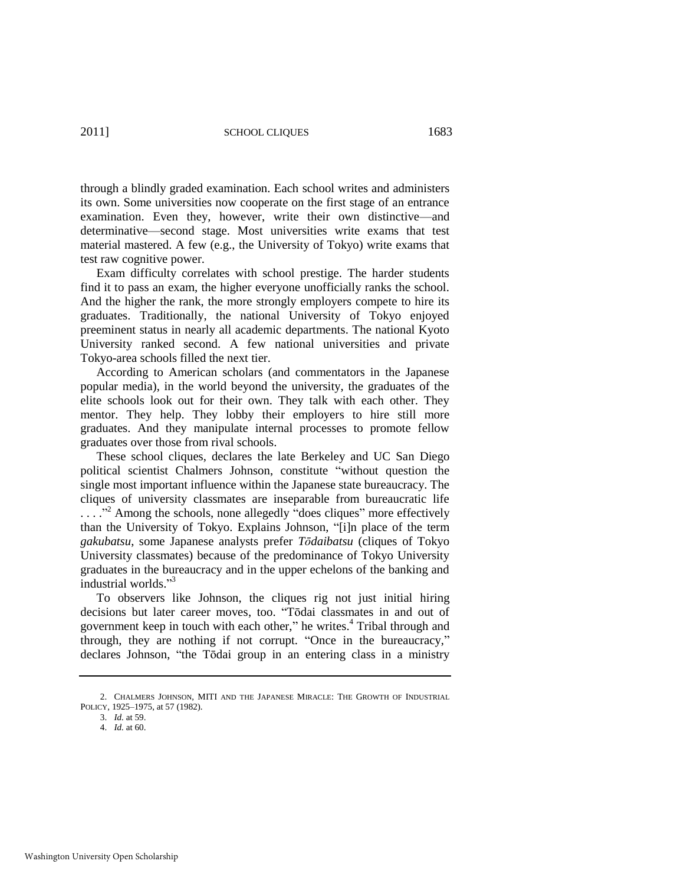through a blindly graded examination. Each school writes and administers its own. Some universities now cooperate on the first stage of an entrance examination. Even they, however, write their own distinctive—and determinative—second stage. Most universities write exams that test material mastered. A few (e.g., the University of Tokyo) write exams that test raw cognitive power.

Exam difficulty correlates with school prestige. The harder students find it to pass an exam, the higher everyone unofficially ranks the school. And the higher the rank, the more strongly employers compete to hire its graduates. Traditionally, the national University of Tokyo enjoyed preeminent status in nearly all academic departments. The national Kyoto University ranked second. A few national universities and private Tokyo-area schools filled the next tier.

According to American scholars (and commentators in the Japanese popular media), in the world beyond the university, the graduates of the elite schools look out for their own. They talk with each other. They mentor. They help. They lobby their employers to hire still more graduates. And they manipulate internal processes to promote fellow graduates over those from rival schools.

These school cliques, declares the late Berkeley and UC San Diego political scientist Chalmers Johnson, constitute "without question the single most important influence within the Japanese state bureaucracy. The cliques of university classmates are inseparable from bureaucratic life . . . ."[2] Among the schools, none allegedly "does cliques" more effectively than the University of Tokyo. Explains Johnson, "[i]n place of the term *gakubatsu*, some Japanese analysts prefer *Tōdaibatsu* (cliques of Tokyo University classmates) because of the predominance of Tokyo University graduates in the bureaucracy and in the upper echelons of the banking and industrial worlds."[3]

To observers like Johnson, the cliques rig not just initial hiring decisions but later career moves, too. "Tōdai classmates in and out of government keep in touch with each other," he writes.[4] Tribal through and through, they are nothing if not corrupt. "Once in the bureaucracy," declares Johnson, "the Tōdai group in an entering class in a ministry

---

2. CHALMERS JOHNSON, MITI AND THE JAPANESE MIRACLE: THE GROWTH OF INDUSTRIAL POLICY, 1925–1975, at 57 (1982).

3. *Id.* at 59.

4. *Id.* at 60.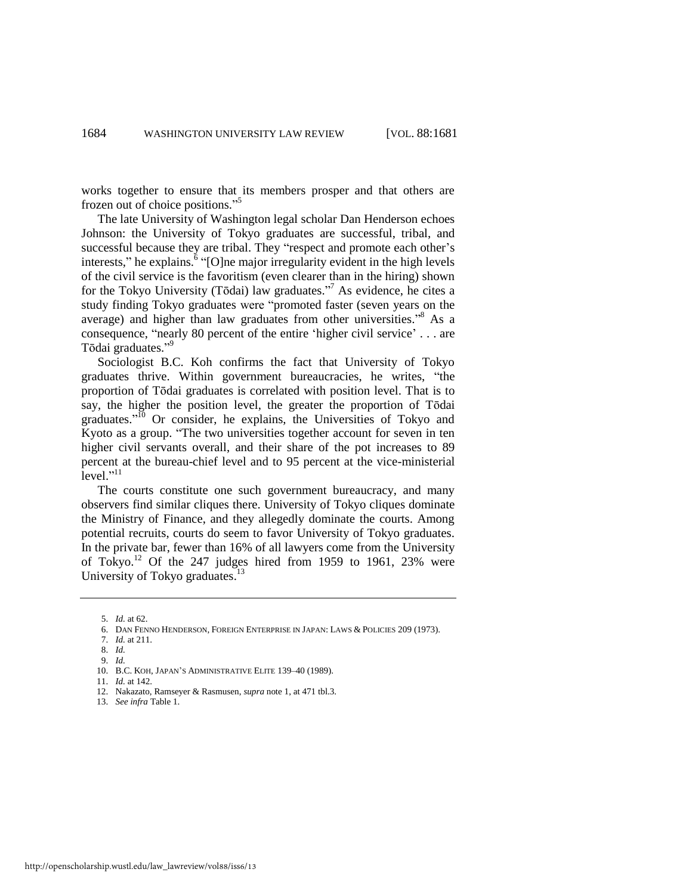works together to ensure that its members prosper and that others are frozen out of choice positions."[5]

The late University of Washington legal scholar Dan Henderson echoes Johnson: the University of Tokyo graduates are successful, tribal, and successful because they are tribal. They "respect and promote each other's interests," he explains.[6] "[O]ne major irregularity evident in the high levels of the civil service is the favoritism (even clearer than in the hiring) shown for the Tokyo University (Tōdai) law graduates."[7] As evidence, he cites a study finding Tokyo graduates were "promoted faster (seven years on the average) and higher than law graduates from other universities."[8] As a consequence, "nearly 80 percent of the entire 'higher civil service' . . . are Tōdai graduates."[9]

Sociologist B.C. Koh confirms the fact that University of Tokyo graduates thrive. Within government bureaucracies, he writes, "the proportion of Tōdai graduates is correlated with position level. That is to say, the higher the position level, the greater the proportion of Tōdai graduates."[10] Or consider, he explains, the Universities of Tokyo and Kyoto as a group. "The two universities together account for seven in ten higher civil servants overall, and their share of the pot increases to 89 percent at the bureau-chief level and to 95 percent at the vice-ministerial level."[11]

The courts constitute one such government bureaucracy, and many observers find similar cliques there. University of Tokyo cliques dominate the Ministry of Finance, and they allegedly dominate the courts. Among potential recruits, courts do seem to favor University of Tokyo graduates. In the private bar, fewer than 16% of all lawyers come from the University of Tokyo.[12] Of the 247 judges hired from 1959 to 1961, 23% were University of Tokyo graduates.[13]

---

5. *Id.* at 62.
6. DAN FENNO HENDERSON, FOREIGN ENTERPRISE IN JAPAN: LAWS & POLICIES 209 (1973).
7. *Id.* at 211.
8. *Id.*
9. *Id.*
10. B.C. KOH, JAPAN'S ADMINISTRATIVE ELITE 139–40 (1989).
11. *Id.* at 142.
12. Nakazato, Ramseyer & Rasmusen, *supra* note 1, at 471 tbl.3.
13. *See infra* Table 1.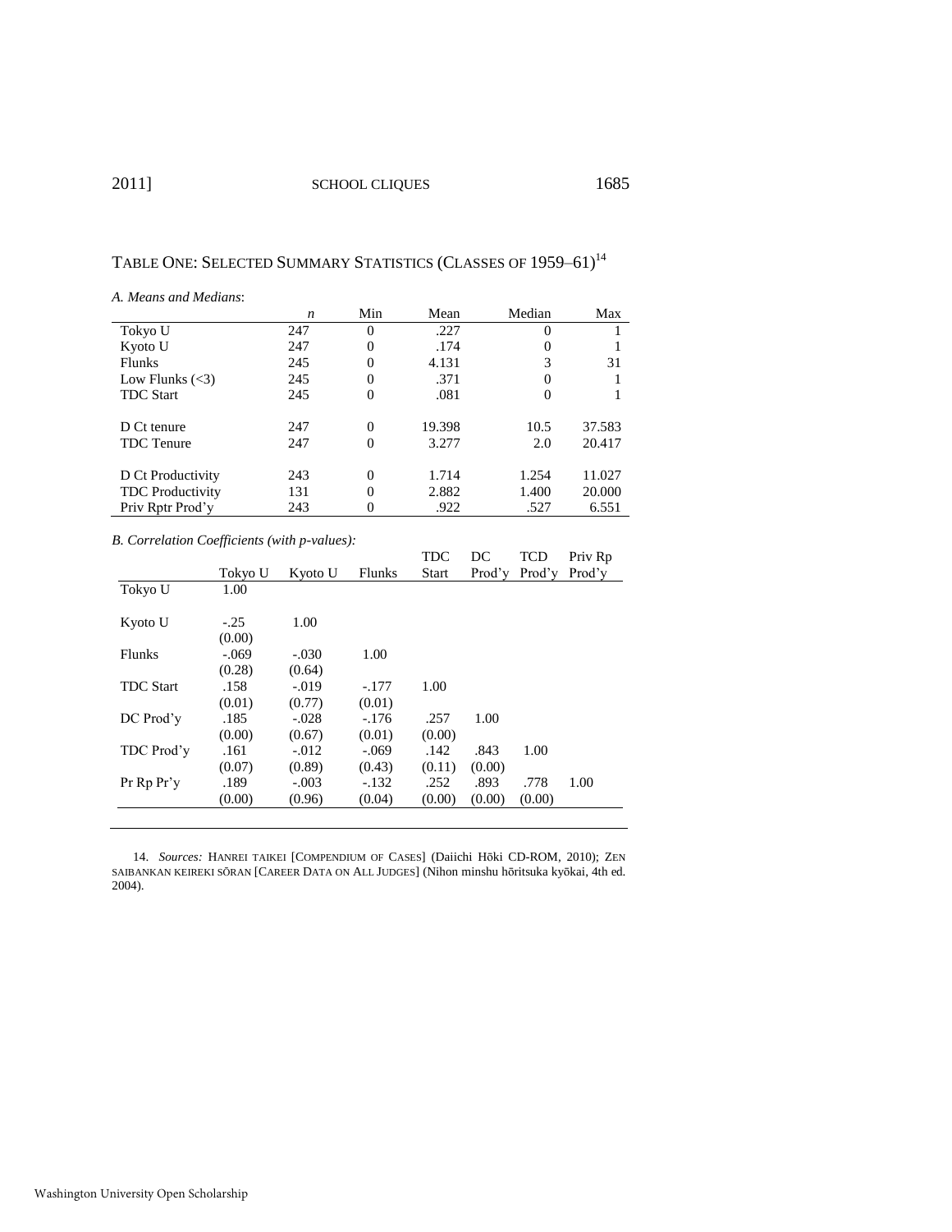TABLE ONE: SELECTED SUMMARY STATISTICS (CLASSES OF 1959–61)[14]

*A. Means and Medians*:

| | *n* | Min | Mean | Median | Max |
|---|---|---|---|---|---|
| Tokyo U | 247 | 0 | .227 | 0 | 1 |
| Kyoto U | 247 | 0 | .174 | 0 | 1 |
| Flunks | 245 | 0 | 4.131 | 3 | 31 |
| Low Flunks (<3) | 245 | 0 | .371 | 0 | 1 |
| TDC Start | 245 | 0 | .081 | 0 | 1 |
| D Ct tenure | 247 | 0 | 19.398 | 10.5 | 37.583 |
| TDC Tenure | 247 | 0 | 3.277 | 2.0 | 20.417 |
| D Ct Productivity | 243 | 0 | 1.714 | 1.254 | 11.027 |
| TDC Productivity | 131 | 0 | 2.882 | 1.400 | 20.000 |
| Priv Rptr Prod'y | 243 | 0 | .922 | .527 | 6.551 |

*B. Correlation Coefficients (with p-values):*

| | Tokyo U | Kyoto U | Flunks | TDC Start | DC Prod'y | TCD Prod'y | Priv Rp Prod'y |
|---|---|---|---|---|---|---|---|
| Tokyo U | 1.00 | | | | | | |
| Kyoto U | -.25 | 1.00 | | | | | |
| | (0.00) | | | | | | |
| Flunks | -.069 | -.030 | 1.00 | | | | |
| | (0.28) | (0.64) | | | | | |
| TDC Start | .158 | -.019 | -.177 | 1.00 | | | |
| | (0.01) | (0.77) | (0.01) | | | | |
| DC Prod'y | .185 | -.028 | -.176 | .257 | 1.00 | | |
| | (0.00) | (0.67) | (0.01) | (0.00) | | | |
| TDC Prod'y | .161 | -.012 | -.069 | .142 | .843 | 1.00 | |
| | (0.07) | (0.89) | (0.43) | (0.11) | (0.00) | | |
| Pr Rp Pr'y | .189 | -.003 | -.132 | .252 | .893 | .778 | 1.00 |
| | (0.00) | (0.96) | (0.04) | (0.00) | (0.00) | (0.00) | |

14. *Sources:* HANREI TAIKEI [COMPENDIUM OF CASES] (Daiichi Hōki CD-ROM, 2010); ZEN SAIBANKAN KEIREKI SŌRAN [CAREER DATA ON ALL JUDGES] (Nihon minshu hōritsuka kyōkai, 4th ed. 2004).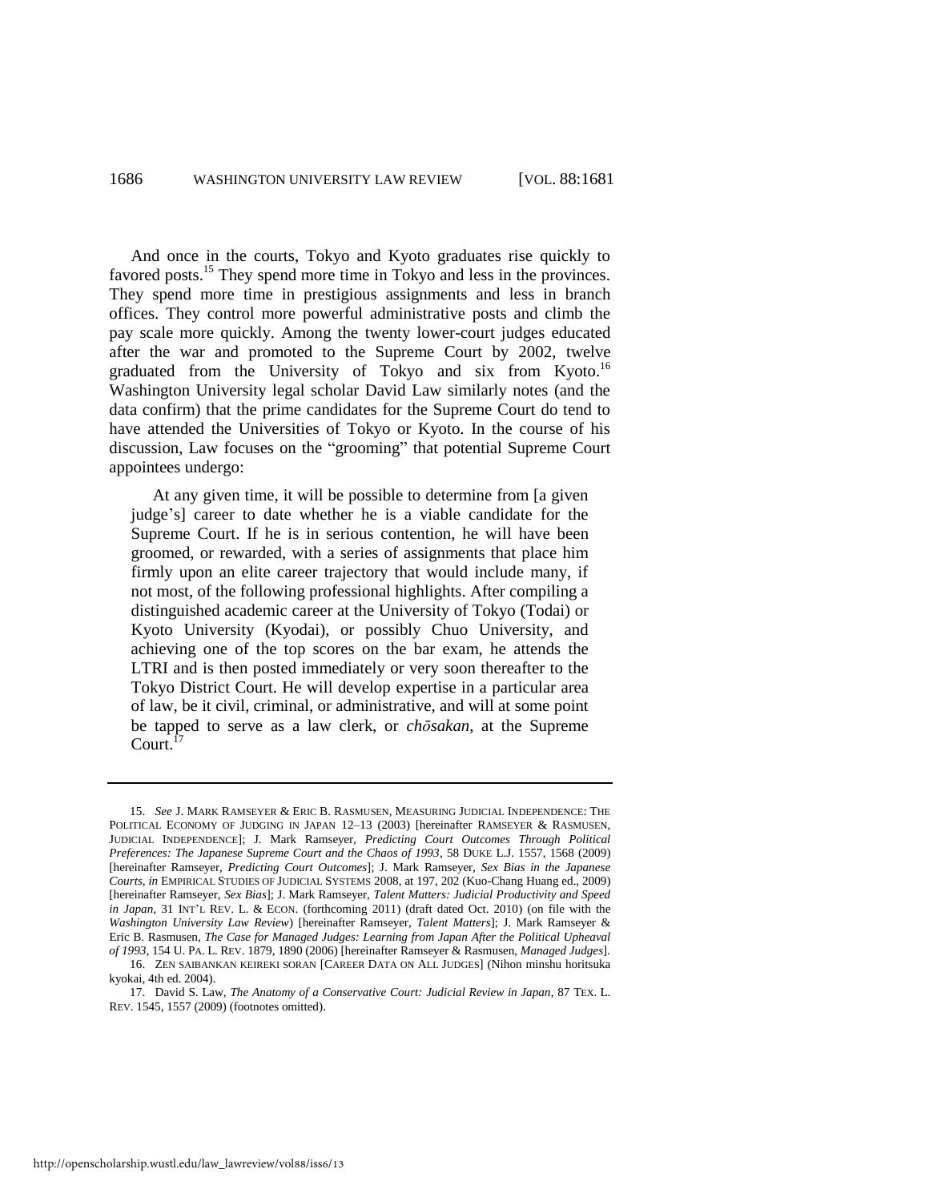And once in the courts, Tokyo and Kyoto graduates rise quickly to favored posts.[15] They spend more time in Tokyo and less in the provinces. They spend more time in prestigious assignments and less in branch offices. They control more powerful administrative posts and climb the pay scale more quickly. Among the twenty lower-court judges educated after the war and promoted to the Supreme Court by 2002, twelve graduated from the University of Tokyo and six from Kyoto.[16] Washington University legal scholar David Law similarly notes (and the data confirm) that the prime candidates for the Supreme Court do tend to have attended the Universities of Tokyo or Kyoto. In the course of his discussion, Law focuses on the "grooming" that potential Supreme Court appointees undergo:

> At any given time, it will be possible to determine from [a given judge's] career to date whether he is a viable candidate for the Supreme Court. If he is in serious contention, he will have been groomed, or rewarded, with a series of assignments that place him firmly upon an elite career trajectory that would include many, if not most, of the following professional highlights. After compiling a distinguished academic career at the University of Tokyo (Todai) or Kyoto University (Kyodai), or possibly Chuo University, and achieving one of the top scores on the bar exam, he attends the LTRI and is then posted immediately or very soon thereafter to the Tokyo District Court. He will develop expertise in a particular area of law, be it civil, criminal, or administrative, and will at some point be tapped to serve as a law clerk, or *chōsakan*, at the Supreme Court.[17]

---

15. *See* J. MARK RAMSEYER & ERIC B. RASMUSEN, MEASURING JUDICIAL INDEPENDENCE: THE POLITICAL ECONOMY OF JUDGING IN JAPAN 12–13 (2003) [hereinafter RAMSEYER & RASMUSEN, JUDICIAL INDEPENDENCE]; J. Mark Ramseyer, *Predicting Court Outcomes Through Political Preferences: The Japanese Supreme Court and the Chaos of 1993*, 58 DUKE L.J. 1557, 1568 (2009) [hereinafter Ramseyer, *Predicting Court Outcomes*]; J. Mark Ramseyer, *Sex Bias in the Japanese Courts*, *in* EMPIRICAL STUDIES OF JUDICIAL SYSTEMS 2008, at 197, 202 (Kuo-Chang Huang ed., 2009) [hereinafter Ramseyer, *Sex Bias*]; J. Mark Ramseyer, *Talent Matters: Judicial Productivity and Speed in Japan*, 31 INT'L REV. L. & ECON. (forthcoming 2011) (draft dated Oct. 2010) (on file with the *Washington University Law Review*) [hereinafter Ramseyer, *Talent Matters*]; J. Mark Ramseyer & Eric B. Rasmusen, *The Case for Managed Judges: Learning from Japan After the Political Upheaval of 1993*, 154 U. PA. L. REV. 1879, 1890 (2006) [hereinafter Ramseyer & Rasmusen, *Managed Judges*].

16. ZEN SAIBANKAN KEIREKI SORAN [CAREER DATA ON ALL JUDGES] (Nihon minshu horitsuka kyokai, 4th ed. 2004).

17. David S. Law, *The Anatomy of a Conservative Court: Judicial Review in Japan*, 87 TEX. L. REV. 1545, 1557 (2009) (footnotes omitted).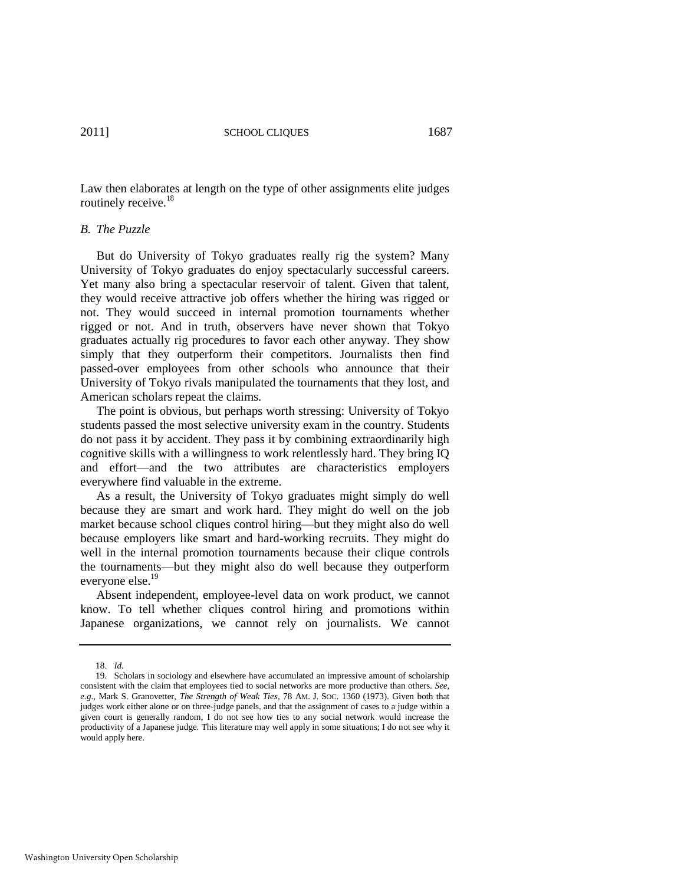Law then elaborates at length on the type of other assignments elite judges routinely receive.[18]

### *B. The Puzzle*

But do University of Tokyo graduates really rig the system? Many University of Tokyo graduates do enjoy spectacularly successful careers. Yet many also bring a spectacular reservoir of talent. Given that talent, they would receive attractive job offers whether the hiring was rigged or not. They would succeed in internal promotion tournaments whether rigged or not. And in truth, observers have never shown that Tokyo graduates actually rig procedures to favor each other anyway. They show simply that they outperform their competitors. Journalists then find passed-over employees from other schools who announce that their University of Tokyo rivals manipulated the tournaments that they lost, and American scholars repeat the claims.

The point is obvious, but perhaps worth stressing: University of Tokyo students passed the most selective university exam in the country. Students do not pass it by accident. They pass it by combining extraordinarily high cognitive skills with a willingness to work relentlessly hard. They bring IQ and effort—and the two attributes are characteristics employers everywhere find valuable in the extreme.

As a result, the University of Tokyo graduates might simply do well because they are smart and work hard. They might do well on the job market because school cliques control hiring—but they might also do well because employers like smart and hard-working recruits. They might do well in the internal promotion tournaments because their clique controls the tournaments—but they might also do well because they outperform everyone else.[19]

Absent independent, employee-level data on work product, we cannot know. To tell whether cliques control hiring and promotions within Japanese organizations, we cannot rely on journalists. We cannot

---

18. *Id.*

19. Scholars in sociology and elsewhere have accumulated an impressive amount of scholarship consistent with the claim that employees tied to social networks are more productive than others. *See, e.g.*, Mark S. Granovetter, *The Strength of Weak Ties*, 78 AM. J. SOC. 1360 (1973). Given both that judges work either alone or on three-judge panels, and that the assignment of cases to a judge within a given court is generally random, I do not see how ties to any social network would increase the productivity of a Japanese judge. This literature may well apply in some situations; I do not see why it would apply here.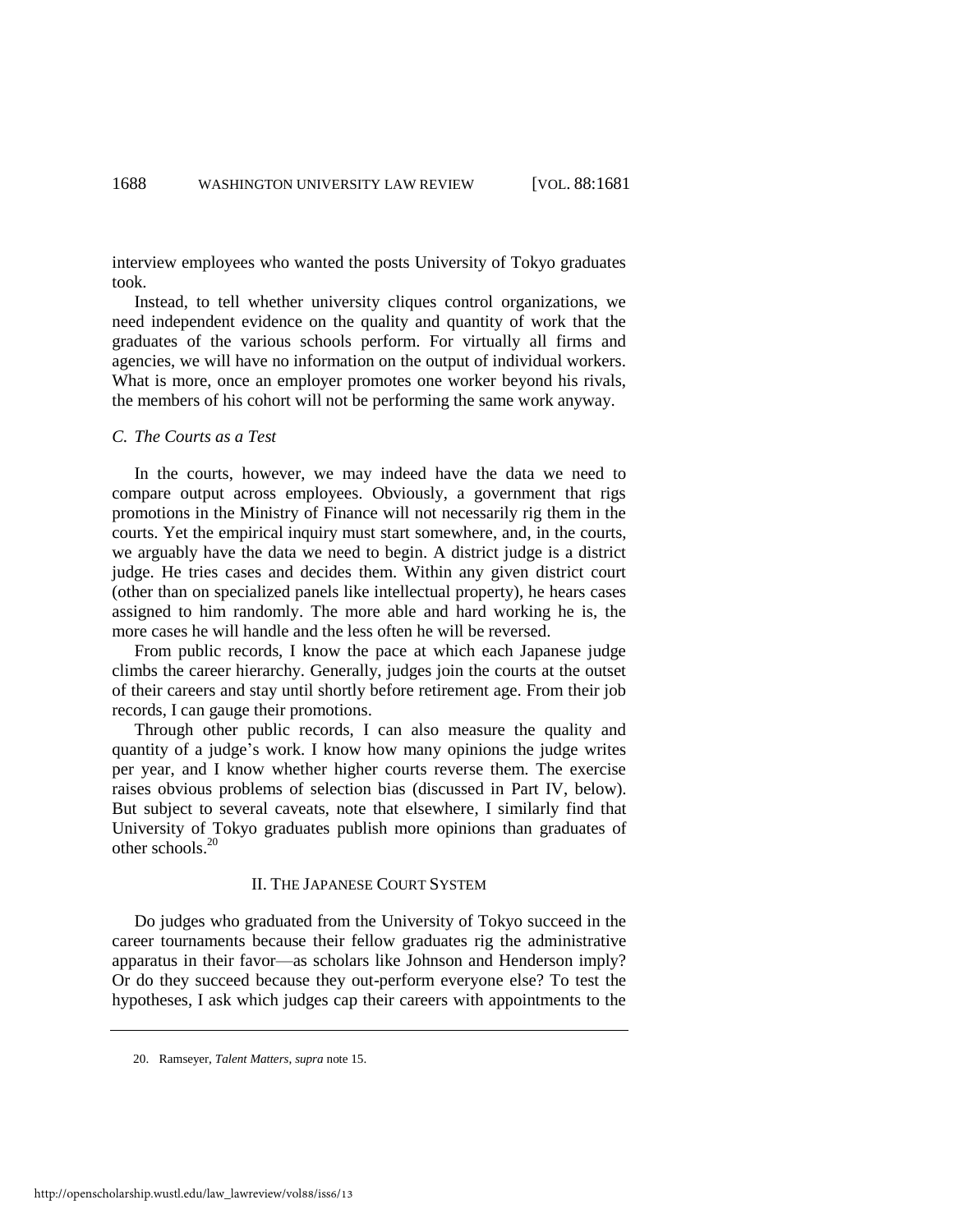interview employees who wanted the posts University of Tokyo graduates took.

Instead, to tell whether university cliques control organizations, we need independent evidence on the quality and quantity of work that the graduates of the various schools perform. For virtually all firms and agencies, we will have no information on the output of individual workers. What is more, once an employer promotes one worker beyond his rivals, the members of his cohort will not be performing the same work anyway.

### *C. The Courts as a Test*

In the courts, however, we may indeed have the data we need to compare output across employees. Obviously, a government that rigs promotions in the Ministry of Finance will not necessarily rig them in the courts. Yet the empirical inquiry must start somewhere, and, in the courts, we arguably have the data we need to begin. A district judge is a district judge. He tries cases and decides them. Within any given district court (other than on specialized panels like intellectual property), he hears cases assigned to him randomly. The more able and hard working he is, the more cases he will handle and the less often he will be reversed.

From public records, I know the pace at which each Japanese judge climbs the career hierarchy. Generally, judges join the courts at the outset of their careers and stay until shortly before retirement age. From their job records, I can gauge their promotions.

Through other public records, I can also measure the quality and quantity of a judge's work. I know how many opinions the judge writes per year, and I know whether higher courts reverse them. The exercise raises obvious problems of selection bias (discussed in Part IV, below). But subject to several caveats, note that elsewhere, I similarly find that University of Tokyo graduates publish more opinions than graduates of other schools.[20]

## II. THE JAPANESE COURT SYSTEM

Do judges who graduated from the University of Tokyo succeed in the career tournaments because their fellow graduates rig the administrative apparatus in their favor—as scholars like Johnson and Henderson imply? Or do they succeed because they out-perform everyone else? To test the hypotheses, I ask which judges cap their careers with appointments to the

---

20. Ramseyer, *Talent Matters*, *supra* note 15.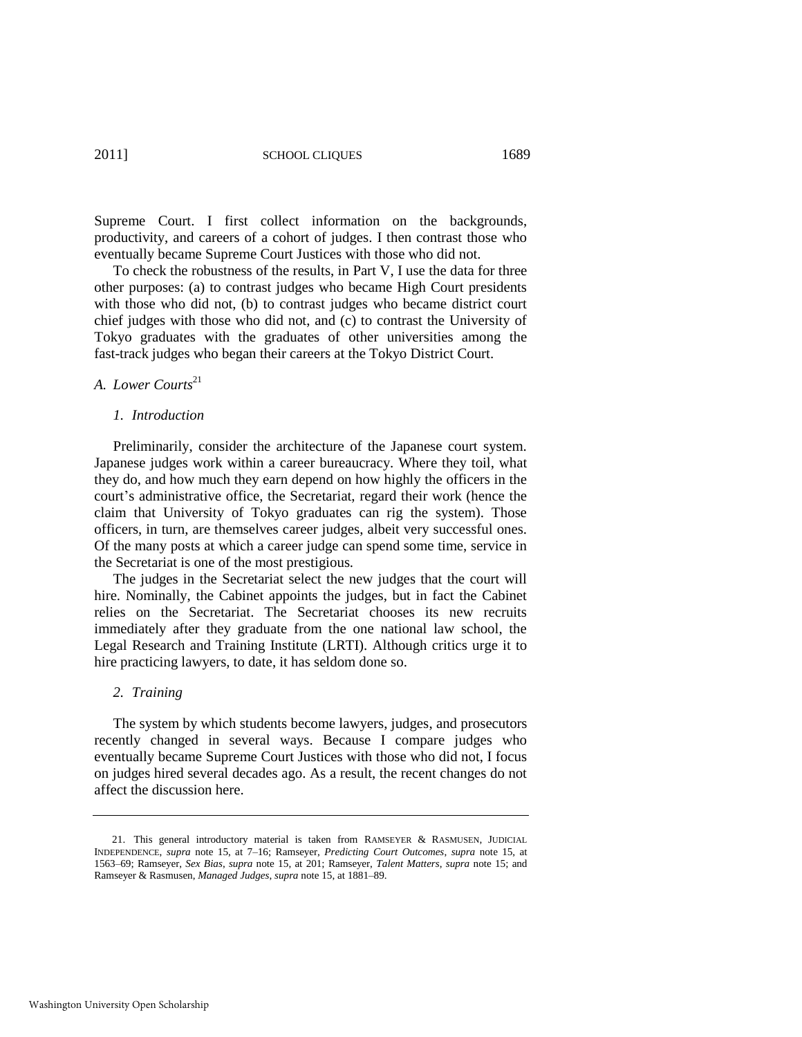Supreme Court. I first collect information on the backgrounds, productivity, and careers of a cohort of judges. I then contrast those who eventually became Supreme Court Justices with those who did not.

To check the robustness of the results, in Part V, I use the data for three other purposes: (a) to contrast judges who became High Court presidents with those who did not, (b) to contrast judges who became district court chief judges with those who did not, and (c) to contrast the University of Tokyo graduates with the graduates of other universities among the fast-track judges who began their careers at the Tokyo District Court.

### *A. Lower Courts*[21]

#### *1. Introduction*

Preliminarily, consider the architecture of the Japanese court system. Japanese judges work within a career bureaucracy. Where they toil, what they do, and how much they earn depend on how highly the officers in the court's administrative office, the Secretariat, regard their work (hence the claim that University of Tokyo graduates can rig the system). Those officers, in turn, are themselves career judges, albeit very successful ones. Of the many posts at which a career judge can spend some time, service in the Secretariat is one of the most prestigious.

The judges in the Secretariat select the new judges that the court will hire. Nominally, the Cabinet appoints the judges, but in fact the Cabinet relies on the Secretariat. The Secretariat chooses its new recruits immediately after they graduate from the one national law school, the Legal Research and Training Institute (LRTI). Although critics urge it to hire practicing lawyers, to date, it has seldom done so.

#### *2. Training*

The system by which students become lawyers, judges, and prosecutors recently changed in several ways. Because I compare judges who eventually became Supreme Court Justices with those who did not, I focus on judges hired several decades ago. As a result, the recent changes do not affect the discussion here.

---

21. This general introductory material is taken from RAMSEYER & RASMUSEN, JUDICIAL INDEPENDENCE, *supra* note 15, at 7–16; Ramseyer, *Predicting Court Outcomes*, *supra* note 15, at 1563–69; Ramseyer, *Sex Bias*, *supra* note 15, at 201; Ramseyer, *Talent Matters*, *supra* note 15; and Ramseyer & Rasmusen, *Managed Judges*, *supra* note 15, at 1881–89.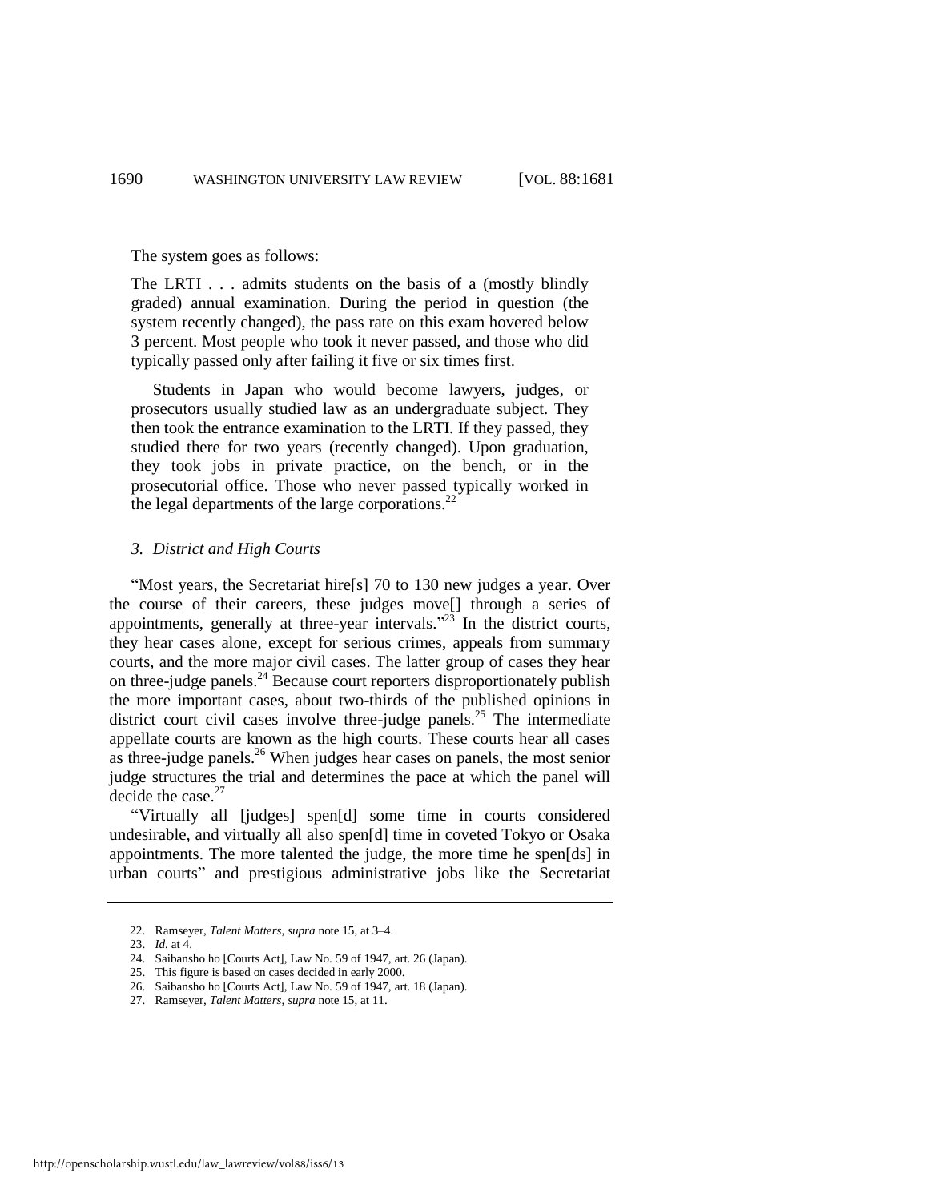The system goes as follows:

> The LRTI . . . admits students on the basis of a (mostly blindly graded) annual examination. During the period in question (the system recently changed), the pass rate on this exam hovered below 3 percent. Most people who took it never passed, and those who did typically passed only after failing it five or six times first.
>
> Students in Japan who would become lawyers, judges, or prosecutors usually studied law as an undergraduate subject. They then took the entrance examination to the LRTI. If they passed, they studied there for two years (recently changed). Upon graduation, they took jobs in private practice, on the bench, or in the prosecutorial office. Those who never passed typically worked in the legal departments of the large corporations.[22]

### *3. District and High Courts*

"Most years, the Secretariat hire[s] 70 to 130 new judges a year. Over the course of their careers, these judges move[] through a series of appointments, generally at three-year intervals."[23] In the district courts, they hear cases alone, except for serious crimes, appeals from summary courts, and the more major civil cases. The latter group of cases they hear on three-judge panels.[24] Because court reporters disproportionately publish the more important cases, about two-thirds of the published opinions in district court civil cases involve three-judge panels.[25] The intermediate appellate courts are known as the high courts. These courts hear all cases as three-judge panels.[26] When judges hear cases on panels, the most senior judge structures the trial and determines the pace at which the panel will decide the case.[27]

"Virtually all [judges] spen[d] some time in courts considered undesirable, and virtually all also spen[d] time in coveted Tokyo or Osaka appointments. The more talented the judge, the more time he spen[ds] in urban courts" and prestigious administrative jobs like the Secretariat

---

22. Ramseyer, *Talent Matters*, *supra* note 15, at 3–4.
23. *Id.* at 4.
24. Saibansho ho [Courts Act], Law No. 59 of 1947, art. 26 (Japan).
25. This figure is based on cases decided in early 2000.
26. Saibansho ho [Courts Act], Law No. 59 of 1947, art. 18 (Japan).
27. Ramseyer, *Talent Matters*, *supra* note 15, at 11.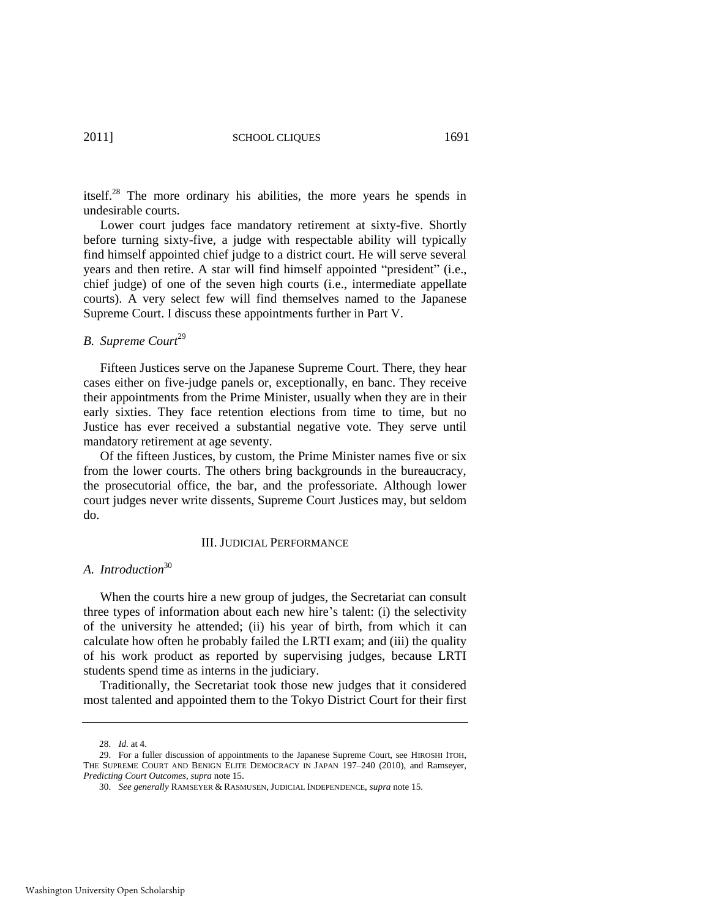itself.[28] The more ordinary his abilities, the more years he spends in undesirable courts.

Lower court judges face mandatory retirement at sixty-five. Shortly before turning sixty-five, a judge with respectable ability will typically find himself appointed chief judge to a district court. He will serve several years and then retire. A star will find himself appointed "president" (i.e., chief judge) of one of the seven high courts (i.e., intermediate appellate courts). A very select few will find themselves named to the Japanese Supreme Court. I discuss these appointments further in Part V.

### *B. Supreme Court*[29]

Fifteen Justices serve on the Japanese Supreme Court. There, they hear cases either on five-judge panels or, exceptionally, en banc. They receive their appointments from the Prime Minister, usually when they are in their early sixties. They face retention elections from time to time, but no Justice has ever received a substantial negative vote. They serve until mandatory retirement at age seventy.

Of the fifteen Justices, by custom, the Prime Minister names five or six from the lower courts. The others bring backgrounds in the bureaucracy, the prosecutorial office, the bar, and the professoriate. Although lower court judges never write dissents, Supreme Court Justices may, but seldom do.

## III. JUDICIAL PERFORMANCE

### *A. Introduction*[30]

When the courts hire a new group of judges, the Secretariat can consult three types of information about each new hire's talent: (i) the selectivity of the university he attended; (ii) his year of birth, from which it can calculate how often he probably failed the LRTI exam; and (iii) the quality of his work product as reported by supervising judges, because LRTI students spend time as interns in the judiciary.

Traditionally, the Secretariat took those new judges that it considered most talented and appointed them to the Tokyo District Court for their first

---

28. *Id.* at 4.

29. For a fuller discussion of appointments to the Japanese Supreme Court, see HIROSHI ITOH, THE SUPREME COURT AND BENIGN ELITE DEMOCRACY IN JAPAN 197–240 (2010), and Ramseyer, *Predicting Court Outcomes*, *supra* note 15.

30. *See generally* RAMSEYER & RASMUSEN, JUDICIAL INDEPENDENCE, *supra* note 15.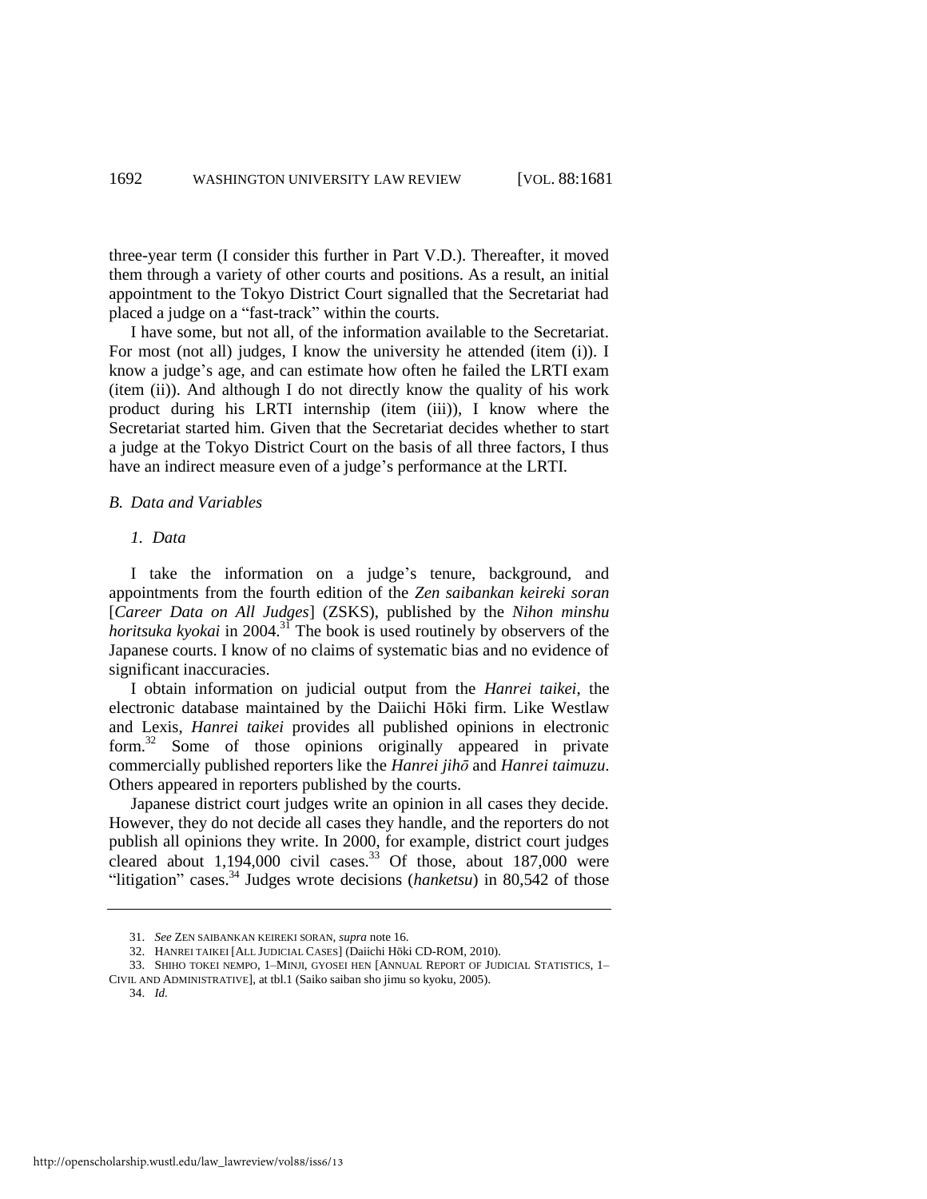three-year term (I consider this further in Part V.D.). Thereafter, it moved them through a variety of other courts and positions. As a result, an initial appointment to the Tokyo District Court signalled that the Secretariat had placed a judge on a "fast-track" within the courts.

I have some, but not all, of the information available to the Secretariat. For most (not all) judges, I know the university he attended (item (i)). I know a judge's age, and can estimate how often he failed the LRTI exam (item (ii)). And although I do not directly know the quality of his work product during his LRTI internship (item (iii)), I know where the Secretariat started him. Given that the Secretariat decides whether to start a judge at the Tokyo District Court on the basis of all three factors, I thus have an indirect measure even of a judge's performance at the LRTI.

### *B. Data and Variables*

#### *1. Data*

I take the information on a judge's tenure, background, and appointments from the fourth edition of the *Zen saibankan keireki soran* [*Career Data on All Judges*] (ZSKS), published by the *Nihon minshu horitsuka kyokai* in 2004.[31] The book is used routinely by observers of the Japanese courts. I know of no claims of systematic bias and no evidence of significant inaccuracies.

I obtain information on judicial output from the *Hanrei taikei*, the electronic database maintained by the Daiichi Hōki firm. Like Westlaw and Lexis, *Hanrei taikei* provides all published opinions in electronic form.[32] Some of those opinions originally appeared in private commercially published reporters like the *Hanrei jihō* and *Hanrei taimuzu*. Others appeared in reporters published by the courts.

Japanese district court judges write an opinion in all cases they decide. However, they do not decide all cases they handle, and the reporters do not publish all opinions they write. In 2000, for example, district court judges cleared about 1,194,000 civil cases.[33] Of those, about 187,000 were "litigation" cases.[34] Judges wrote decisions (*hanketsu*) in 80,542 of those

---

31. *See* ZEN SAIBANKAN KEIREKI SORAN, *supra* note 16.

32. HANREI TAIKEI [ALL JUDICIAL CASES] (Daiichi Hōki CD-ROM, 2010).

33. SHIHO TOKEI NEMPO, 1–MINJI, GYOSEI HEN [ANNUAL REPORT OF JUDICIAL STATISTICS, 1–CIVIL AND ADMINISTRATIVE], at tbl.1 (Saiko saiban sho jimu so kyoku, 2005).

34. *Id.*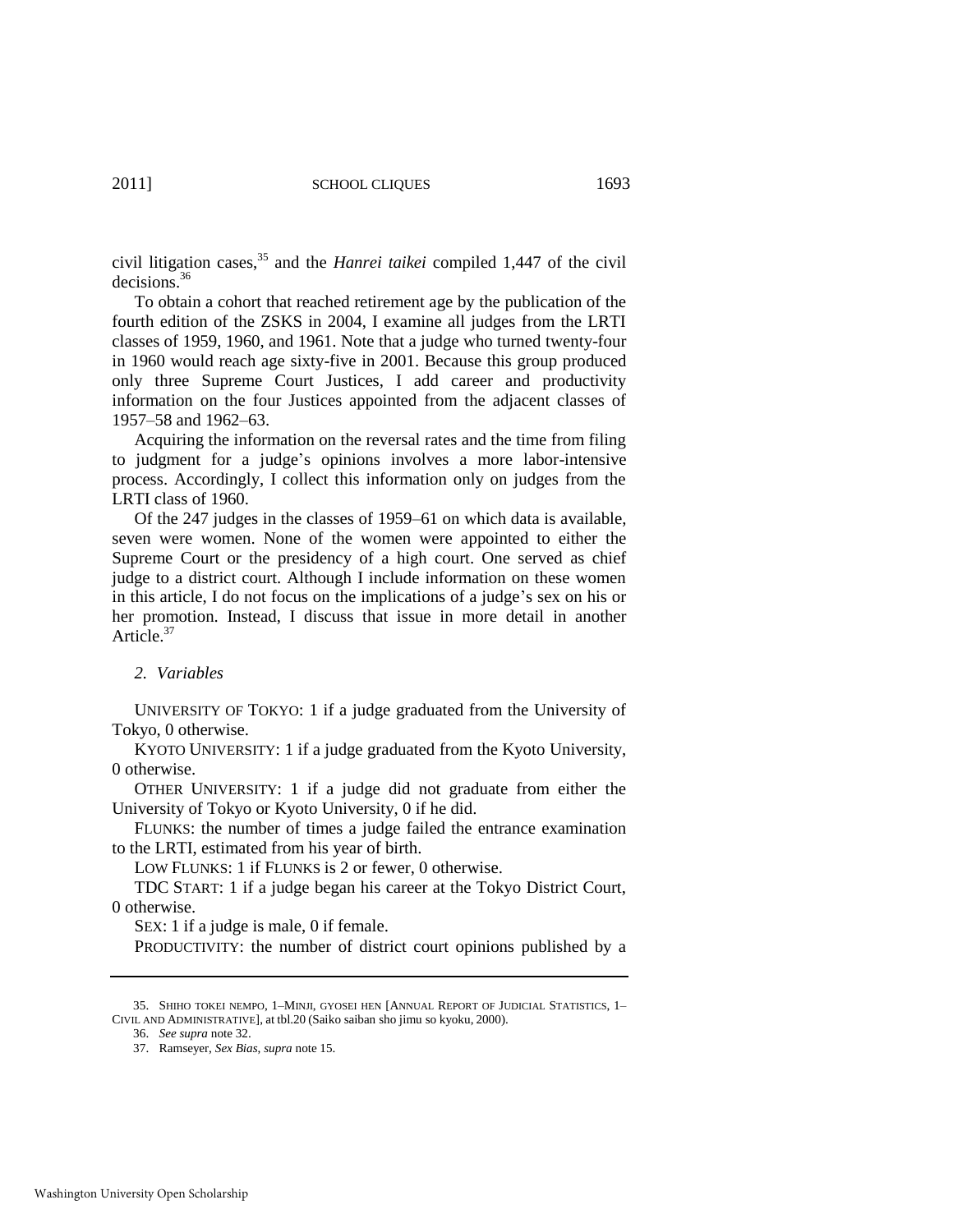civil litigation cases,[35] and the *Hanrei taikei* compiled 1,447 of the civil decisions.[36]

To obtain a cohort that reached retirement age by the publication of the fourth edition of the ZSKS in 2004, I examine all judges from the LRTI classes of 1959, 1960, and 1961. Note that a judge who turned twenty-four in 1960 would reach age sixty-five in 2001. Because this group produced only three Supreme Court Justices, I add career and productivity information on the four Justices appointed from the adjacent classes of 1957–58 and 1962–63.

Acquiring the information on the reversal rates and the time from filing to judgment for a judge's opinions involves a more labor-intensive process. Accordingly, I collect this information only on judges from the LRTI class of 1960.

Of the 247 judges in the classes of 1959–61 on which data is available, seven were women. None of the women were appointed to either the Supreme Court or the presidency of a high court. One served as chief judge to a district court. Although I include information on these women in this article, I do not focus on the implications of a judge's sex on his or her promotion. Instead, I discuss that issue in more detail in another Article.[37]

### *2. Variables*

UNIVERSITY OF TOKYO: 1 if a judge graduated from the University of Tokyo, 0 otherwise.

KYOTO UNIVERSITY: 1 if a judge graduated from the Kyoto University, 0 otherwise.

OTHER UNIVERSITY: 1 if a judge did not graduate from either the University of Tokyo or Kyoto University, 0 if he did.

FLUNKS: the number of times a judge failed the entrance examination to the LRTI, estimated from his year of birth.

LOW FLUNKS: 1 if FLUNKS is 2 or fewer, 0 otherwise.

TDC START: 1 if a judge began his career at the Tokyo District Court, 0 otherwise.

SEX: 1 if a judge is male, 0 if female.

PRODUCTIVITY: the number of district court opinions published by a

---

35. SHIHO TOKEI NEMPO, 1–MINJI, GYOSEI HEN [ANNUAL REPORT OF JUDICIAL STATISTICS, 1–CIVIL AND ADMINISTRATIVE], at tbl.20 (Saiko saiban sho jimu so kyoku, 2000).

36. *See supra* note 32.

37. Ramseyer, *Sex Bias*, *supra* note 15.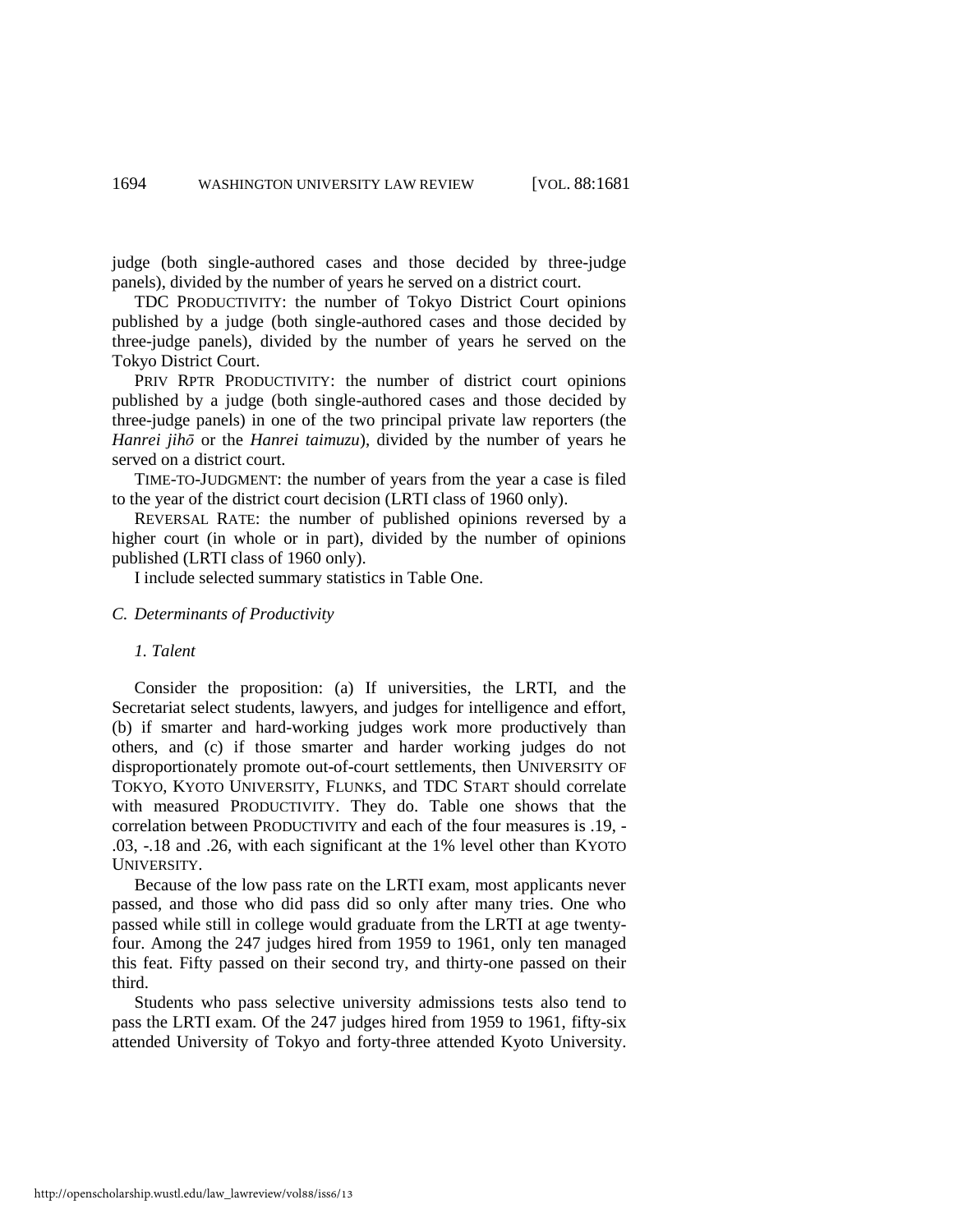judge (both single-authored cases and those decided by three-judge panels), divided by the number of years he served on a district court.

TDC PRODUCTIVITY: the number of Tokyo District Court opinions published by a judge (both single-authored cases and those decided by three-judge panels), divided by the number of years he served on the Tokyo District Court.

PRIV RPTR PRODUCTIVITY: the number of district court opinions published by a judge (both single-authored cases and those decided by three-judge panels) in one of the two principal private law reporters (the *Hanrei jihō* or the *Hanrei taimuzu*), divided by the number of years he served on a district court.

TIME-TO-JUDGMENT: the number of years from the year a case is filed to the year of the district court decision (LRTI class of 1960 only).

REVERSAL RATE: the number of published opinions reversed by a higher court (in whole or in part), divided by the number of opinions published (LRTI class of 1960 only).

I include selected summary statistics in Table One.

### *C. Determinants of Productivity*

#### *1. Talent*

Consider the proposition: (a) If universities, the LRTI, and the Secretariat select students, lawyers, and judges for intelligence and effort, (b) if smarter and hard-working judges work more productively than others, and (c) if those smarter and harder working judges do not disproportionately promote out-of-court settlements, then UNIVERSITY OF TOKYO, KYOTO UNIVERSITY, FLUNKS, and TDC START should correlate with measured PRODUCTIVITY. They do. Table one shows that the correlation between PRODUCTIVITY and each of the four measures is .19, -.03, -.18 and .26, with each significant at the 1% level other than KYOTO UNIVERSITY.

Because of the low pass rate on the LRTI exam, most applicants never passed, and those who did pass did so only after many tries. One who passed while still in college would graduate from the LRTI at age twenty-four. Among the 247 judges hired from 1959 to 1961, only ten managed this feat. Fifty passed on their second try, and thirty-one passed on their third.

Students who pass selective university admissions tests also tend to pass the LRTI exam. Of the 247 judges hired from 1959 to 1961, fifty-six attended University of Tokyo and forty-three attended Kyoto University.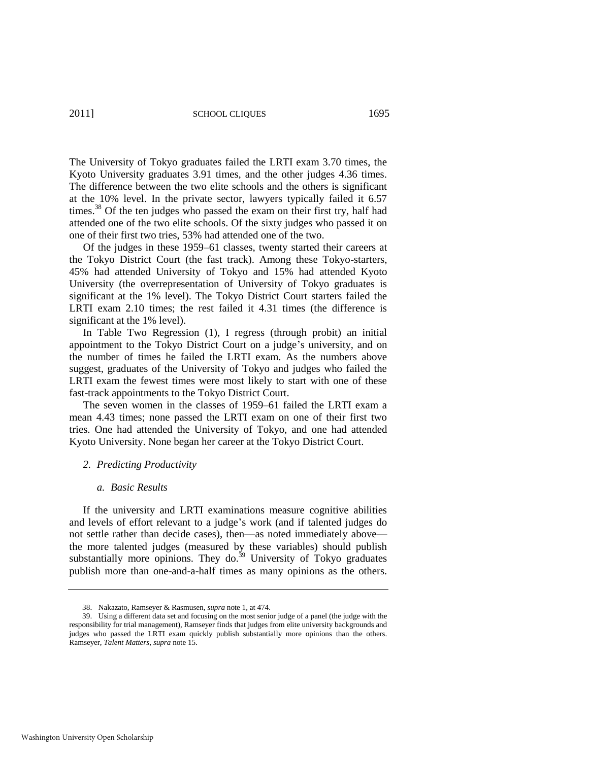The University of Tokyo graduates failed the LRTI exam 3.70 times, the Kyoto University graduates 3.91 times, and the other judges 4.36 times. The difference between the two elite schools and the others is significant at the 10% level. In the private sector, lawyers typically failed it 6.57 times.[38] Of the ten judges who passed the exam on their first try, half had attended one of the two elite schools. Of the sixty judges who passed it on one of their first two tries, 53% had attended one of the two.

Of the judges in these 1959–61 classes, twenty started their careers at the Tokyo District Court (the fast track). Among these Tokyo-starters, 45% had attended University of Tokyo and 15% had attended Kyoto University (the overrepresentation of University of Tokyo graduates is significant at the 1% level). The Tokyo District Court starters failed the LRTI exam 2.10 times; the rest failed it 4.31 times (the difference is significant at the 1% level).

In Table Two Regression (1), I regress (through probit) an initial appointment to the Tokyo District Court on a judge's university, and on the number of times he failed the LRTI exam. As the numbers above suggest, graduates of the University of Tokyo and judges who failed the LRTI exam the fewest times were most likely to start with one of these fast-track appointments to the Tokyo District Court.

The seven women in the classes of 1959–61 failed the LRTI exam a mean 4.43 times; none passed the LRTI exam on one of their first two tries. One had attended the University of Tokyo, and one had attended Kyoto University. None began her career at the Tokyo District Court.

### *2. Predicting Productivity*

#### *a. Basic Results*

If the university and LRTI examinations measure cognitive abilities and levels of effort relevant to a judge's work (and if talented judges do not settle rather than decide cases), then—as noted immediately above—the more talented judges (measured by these variables) should publish substantially more opinions. They do.[39] University of Tokyo graduates publish more than one-and-a-half times as many opinions as the others.

---

38. Nakazato, Ramseyer & Rasmusen, *supra* note 1, at 474.

39. Using a different data set and focusing on the most senior judge of a panel (the judge with the responsibility for trial management), Ramseyer finds that judges from elite university backgrounds and judges who passed the LRTI exam quickly publish substantially more opinions than the others. Ramseyer, *Talent Matters*, *supra* note 15.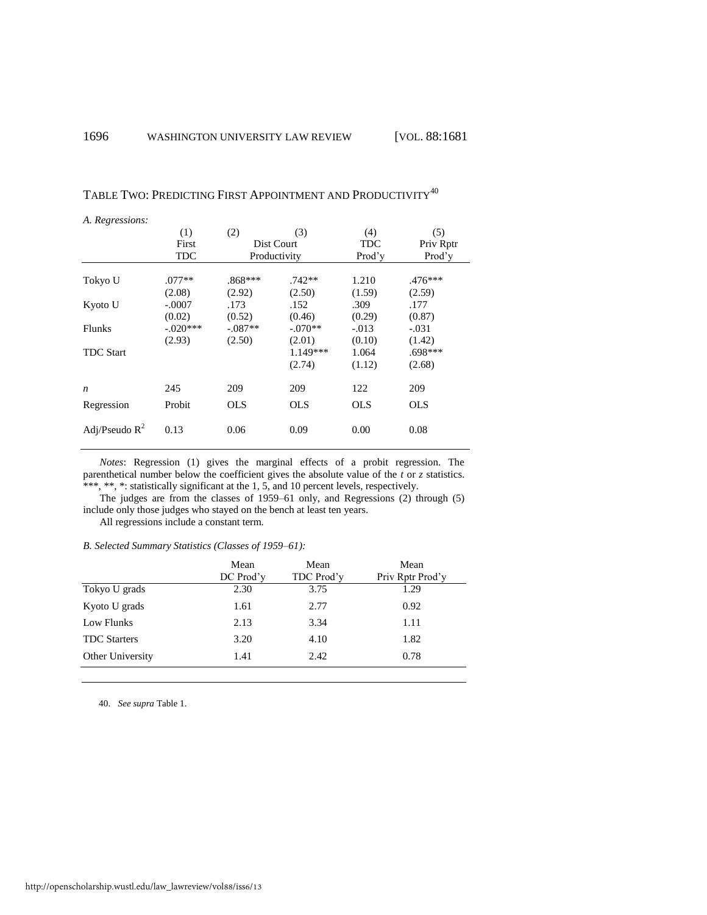TABLE TWO: PREDICTING FIRST APPOINTMENT AND PRODUCTIVITY[40]

*A. Regressions:*

| | (1) First TDC | (2) Dist Court Productivity | (3) | (4) TDC Prod'y | (5) Priv Rptr Prod'y |
|---|---|---|---|---|---|
| Tokyo U | .077** | .868*** | .742** | 1.210 | .476*** |
| | (2.08) | (2.92) | (2.50) | (1.59) | (2.59) |
| Kyoto U | -.0007 | .173 | .152 | .309 | .177 |
| | (0.02) | (0.52) | (0.46) | (0.29) | (0.87) |
| Flunks | -.020*** | -.087** | -.070** | -.013 | -.031 |
| | (2.93) | (2.50) | (2.01) | (0.10) | (1.42) |
| TDC Start | | | 1.149*** | 1.064 | .698*** |
| | | | (2.74) | (1.12) | (2.68) |
| *n* | 245 | 209 | 209 | 122 | 209 |
| Regression | Probit | OLS | OLS | OLS | OLS |
| Adj/Pseudo $R^2$ | 0.13 | 0.06 | 0.09 | 0.00 | 0.08 |

*Notes*: Regression (1) gives the marginal effects of a probit regression. The parenthetical number below the coefficient gives the absolute value of the *t* or *z* statistics. ***, **, *: statistically significant at the 1, 5, and 10 percent levels, respectively.

The judges are from the classes of 1959–61 only, and Regressions (2) through (5) include only those judges who stayed on the bench at least ten years.

All regressions include a constant term.

*B. Selected Summary Statistics (Classes of 1959–61):*

| | Mean DC Prod'y | Mean TDC Prod'y | Mean Priv Rptr Prod'y |
|---|---|---|---|
| Tokyo U grads | 2.30 | 3.75 | 1.29 |
| Kyoto U grads | 1.61 | 2.77 | 0.92 |
| Low Flunks | 2.13 | 3.34 | 1.11 |
| TDC Starters | 3.20 | 4.10 | 1.82 |
| Other University | 1.41 | 2.42 | 0.78 |

40. *See supra* Table 1.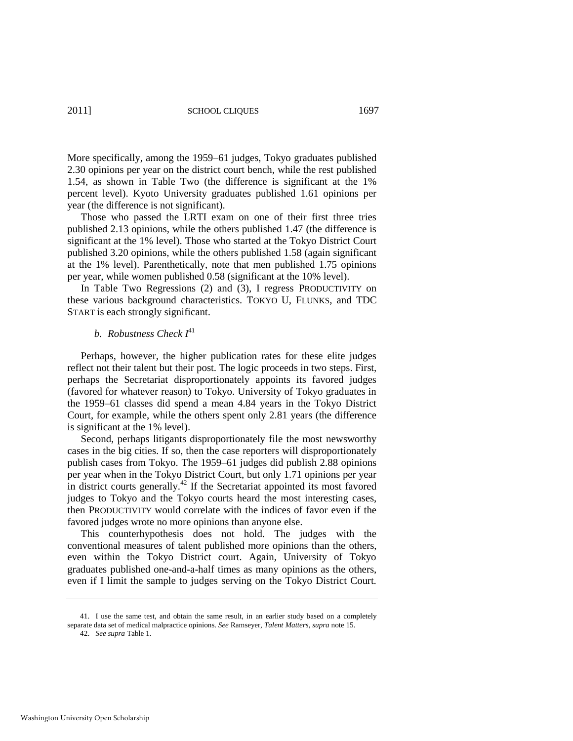More specifically, among the 1959–61 judges, Tokyo graduates published 2.30 opinions per year on the district court bench, while the rest published 1.54, as shown in Table Two (the difference is significant at the 1% percent level). Kyoto University graduates published 1.61 opinions per year (the difference is not significant).

Those who passed the LRTI exam on one of their first three tries published 2.13 opinions, while the others published 1.47 (the difference is significant at the 1% level). Those who started at the Tokyo District Court published 3.20 opinions, while the others published 1.58 (again significant at the 1% level). Parenthetically, note that men published 1.75 opinions per year, while women published 0.58 (significant at the 10% level).

In Table Two Regressions (2) and (3), I regress PRODUCTIVITY on these various background characteristics. TOKYO U, FLUNKS, and TDC START is each strongly significant.

### *b. Robustness Check I*[41]

Perhaps, however, the higher publication rates for these elite judges reflect not their talent but their post. The logic proceeds in two steps. First, perhaps the Secretariat disproportionately appoints its favored judges (favored for whatever reason) to Tokyo. University of Tokyo graduates in the 1959–61 classes did spend a mean 4.84 years in the Tokyo District Court, for example, while the others spent only 2.81 years (the difference is significant at the 1% level).

Second, perhaps litigants disproportionately file the most newsworthy cases in the big cities. If so, then the case reporters will disproportionately publish cases from Tokyo. The 1959–61 judges did publish 2.88 opinions per year when in the Tokyo District Court, but only 1.71 opinions per year in district courts generally.[42] If the Secretariat appointed its most favored judges to Tokyo and the Tokyo courts heard the most interesting cases, then PRODUCTIVITY would correlate with the indices of favor even if the favored judges wrote no more opinions than anyone else.

This counterhypothesis does not hold. The judges with the conventional measures of talent published more opinions than the others, even within the Tokyo District court. Again, University of Tokyo graduates published one-and-a-half times as many opinions as the others, even if I limit the sample to judges serving on the Tokyo District Court.

---

41. I use the same test, and obtain the same result, in an earlier study based on a completely separate data set of medical malpractice opinions. *See* Ramseyer, *Talent Matters*, *supra* note 15.

42. *See supra* Table 1.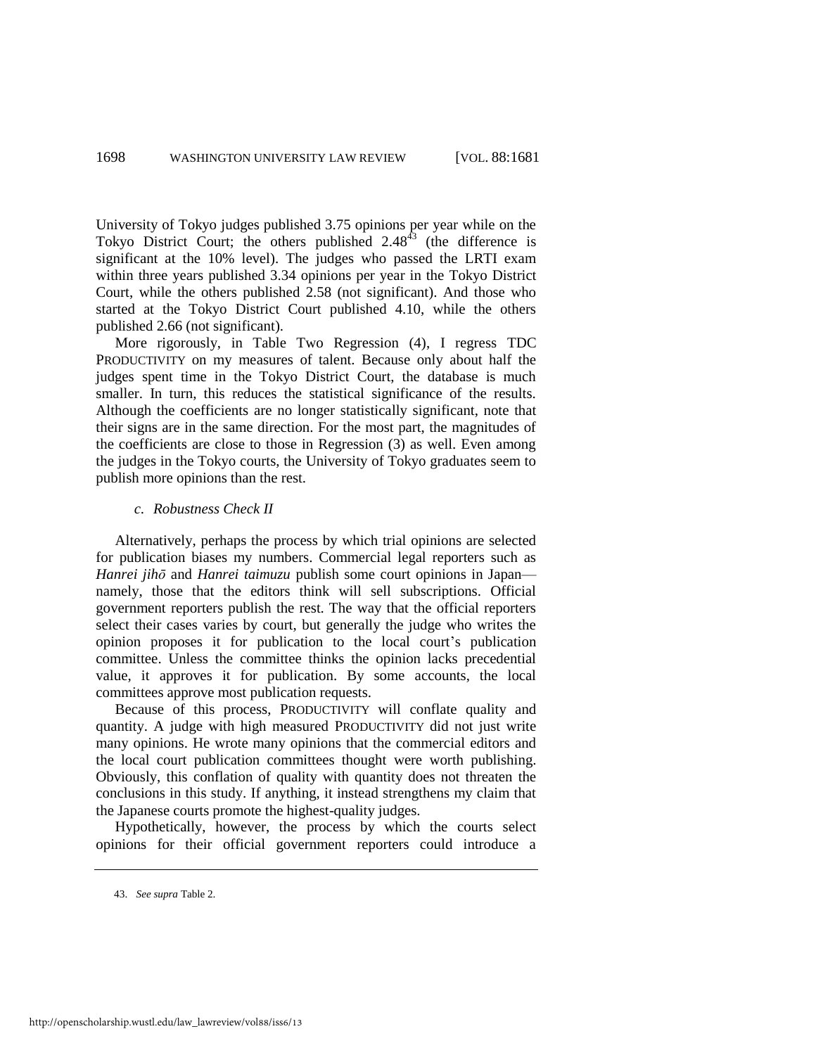University of Tokyo judges published 3.75 opinions per year while on the Tokyo District Court; the others published 2.48[43] (the difference is significant at the 10% level). The judges who passed the LRTI exam within three years published 3.34 opinions per year in the Tokyo District Court, while the others published 2.58 (not significant). And those who started at the Tokyo District Court published 4.10, while the others published 2.66 (not significant).

More rigorously, in Table Two Regression (4), I regress TDC PRODUCTIVITY on my measures of talent. Because only about half the judges spent time in the Tokyo District Court, the database is much smaller. In turn, this reduces the statistical significance of the results. Although the coefficients are no longer statistically significant, note that their signs are in the same direction. For the most part, the magnitudes of the coefficients are close to those in Regression (3) as well. Even among the judges in the Tokyo courts, the University of Tokyo graduates seem to publish more opinions than the rest.

### *c. Robustness Check II*

Alternatively, perhaps the process by which trial opinions are selected for publication biases my numbers. Commercial legal reporters such as *Hanrei jihō* and *Hanrei taimuzu* publish some court opinions in Japan—namely, those that the editors think will sell subscriptions. Official government reporters publish the rest. The way that the official reporters select their cases varies by court, but generally the judge who writes the opinion proposes it for publication to the local court's publication committee. Unless the committee thinks the opinion lacks precedential value, it approves it for publication. By some accounts, the local committees approve most publication requests.

Because of this process, PRODUCTIVITY will conflate quality and quantity. A judge with high measured PRODUCTIVITY did not just write many opinions. He wrote many opinions that the commercial editors and the local court publication committees thought were worth publishing. Obviously, this conflation of quality with quantity does not threaten the conclusions in this study. If anything, it instead strengthens my claim that the Japanese courts promote the highest-quality judges.

Hypothetically, however, the process by which the courts select opinions for their official government reporters could introduce a

---

43. *See supra* Table 2.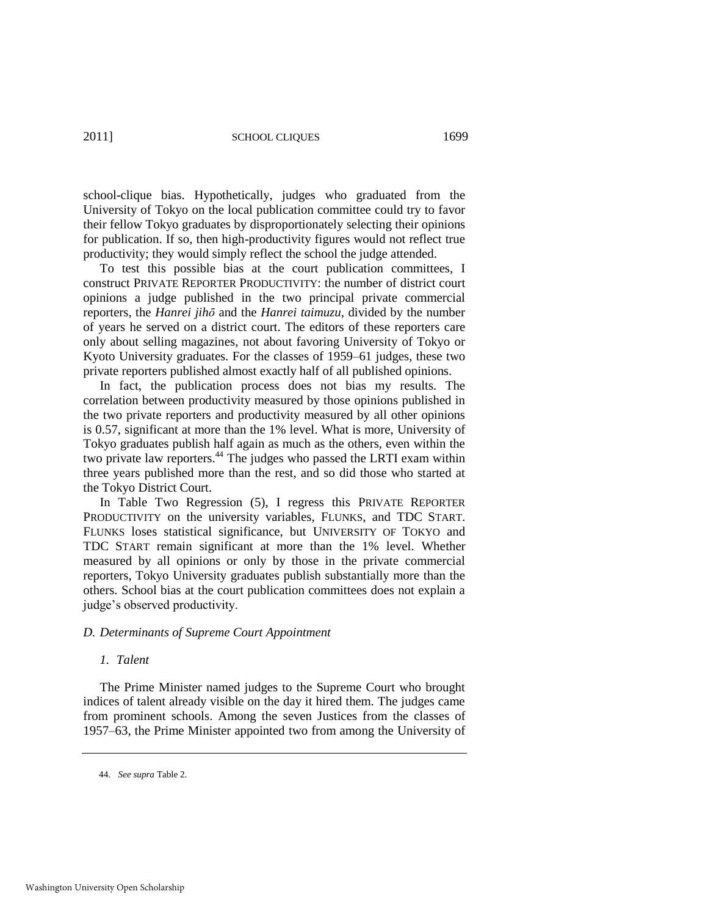school-clique bias. Hypothetically, judges who graduated from the University of Tokyo on the local publication committee could try to favor their fellow Tokyo graduates by disproportionately selecting their opinions for publication. If so, then high-productivity figures would not reflect true productivity; they would simply reflect the school the judge attended.

To test this possible bias at the court publication committees, I construct PRIVATE REPORTER PRODUCTIVITY: the number of district court opinions a judge published in the two principal private commercial reporters, the *Hanrei jihō* and the *Hanrei taimuzu*, divided by the number of years he served on a district court. The editors of these reporters care only about selling magazines, not about favoring University of Tokyo or Kyoto University graduates. For the classes of 1959–61 judges, these two private reporters published almost exactly half of all published opinions.

In fact, the publication process does not bias my results. The correlation between productivity measured by those opinions published in the two private reporters and productivity measured by all other opinions is 0.57, significant at more than the 1% level. What is more, University of Tokyo graduates publish half again as much as the others, even within the two private law reporters.[44] The judges who passed the LRTI exam within three years published more than the rest, and so did those who started at the Tokyo District Court.

In Table Two Regression (5), I regress this PRIVATE REPORTER PRODUCTIVITY on the university variables, FLUNKS, and TDC START. FLUNKS loses statistical significance, but UNIVERSITY OF TOKYO and TDC START remain significant at more than the 1% level. Whether measured by all opinions or only by those in the private commercial reporters, Tokyo University graduates publish substantially more than the others. School bias at the court publication committees does not explain a judge's observed productivity.

### *D. Determinants of Supreme Court Appointment*

#### *1. Talent*

The Prime Minister named judges to the Supreme Court who brought indices of talent already visible on the day it hired them. The judges came from prominent schools. Among the seven Justices from the classes of 1957–63, the Prime Minister appointed two from among the University of

---

44. *See supra* Table 2.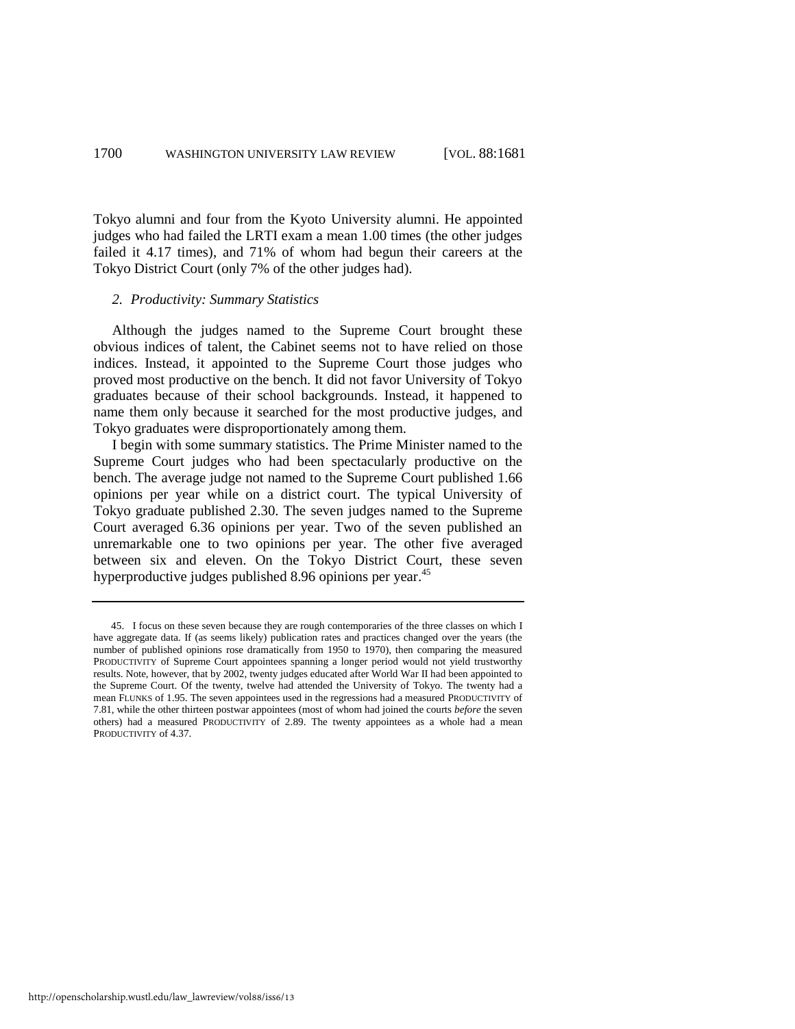Tokyo alumni and four from the Kyoto University alumni. He appointed judges who had failed the LRTI exam a mean 1.00 times (the other judges failed it 4.17 times), and 71% of whom had begun their careers at the Tokyo District Court (only 7% of the other judges had).

### *2. Productivity: Summary Statistics*

Although the judges named to the Supreme Court brought these obvious indices of talent, the Cabinet seems not to have relied on those indices. Instead, it appointed to the Supreme Court those judges who proved most productive on the bench. It did not favor University of Tokyo graduates because of their school backgrounds. Instead, it happened to name them only because it searched for the most productive judges, and Tokyo graduates were disproportionately among them.

I begin with some summary statistics. The Prime Minister named to the Supreme Court judges who had been spectacularly productive on the bench. The average judge not named to the Supreme Court published 1.66 opinions per year while on a district court. The typical University of Tokyo graduate published 2.30. The seven judges named to the Supreme Court averaged 6.36 opinions per year. Two of the seven published an unremarkable one to two opinions per year. The other five averaged between six and eleven. On the Tokyo District Court, these seven hyperproductive judges published 8.96 opinions per year.[45]

---

45. I focus on these seven because they are rough contemporaries of the three classes on which I have aggregate data. If (as seems likely) publication rates and practices changed over the years (the number of published opinions rose dramatically from 1950 to 1970), then comparing the measured PRODUCTIVITY of Supreme Court appointees spanning a longer period would not yield trustworthy results. Note, however, that by 2002, twenty judges educated after World War II had been appointed to the Supreme Court. Of the twenty, twelve had attended the University of Tokyo. The twenty had a mean FLUNKS of 1.95. The seven appointees used in the regressions had a measured PRODUCTIVITY of 7.81, while the other thirteen postwar appointees (most of whom had joined the courts *before* the seven others) had a measured PRODUCTIVITY of 2.89. The twenty appointees as a whole had a mean PRODUCTIVITY of 4.37.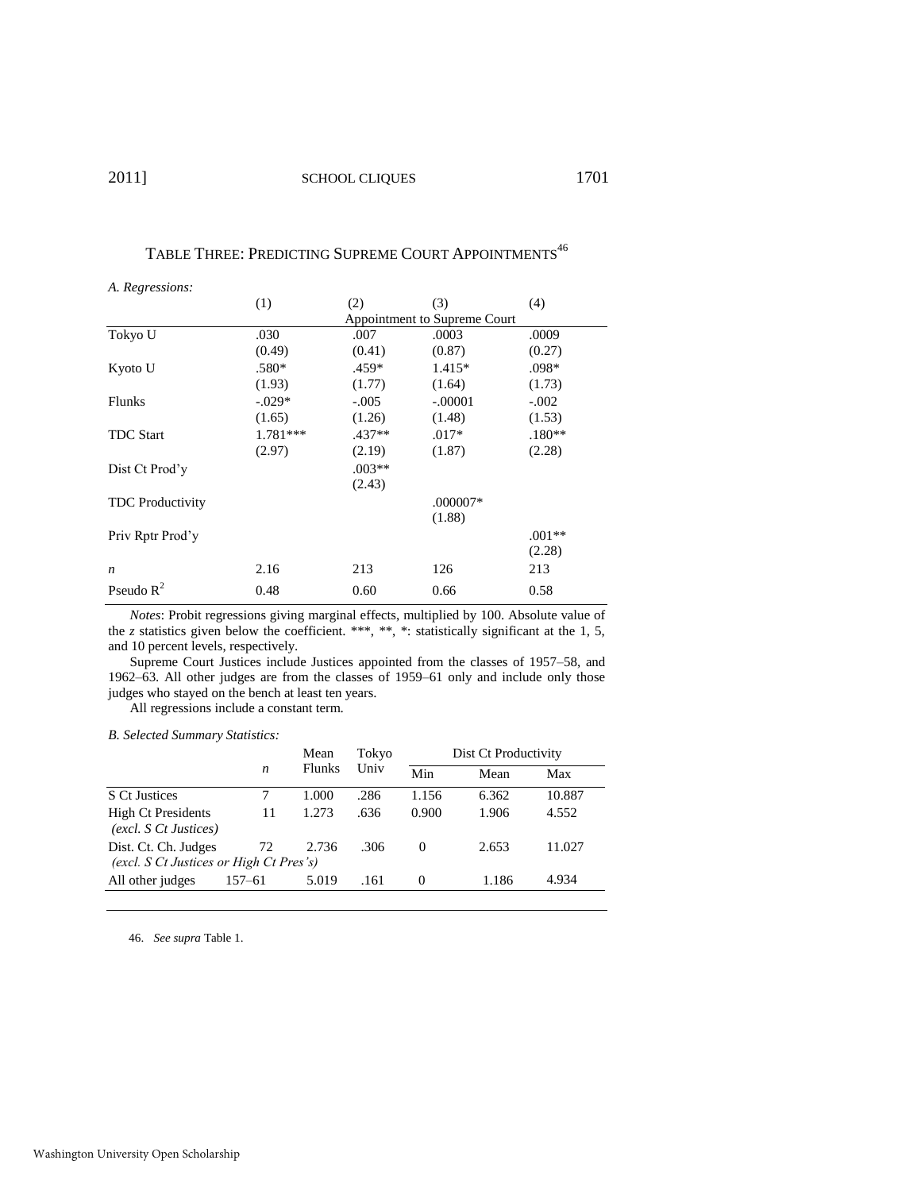## TABLE THREE: PREDICTING SUPREME COURT APPOINTMENTS[46]

*A. Regressions:*

| | (1) | (2) | (3) | (4) |
|---|---|---|---|---|
| | Appointment to Supreme Court | | | |
| Tokyo U | .030 | .007 | .0003 | .0009 |
| | (0.49) | (0.41) | (0.87) | (0.27) |
| Kyoto U | .580* | .459* | 1.415* | .098* |
| | (1.93) | (1.77) | (1.64) | (1.73) |
| Flunks | -.029* | -.005 | -.00001 | -.002 |
| | (1.65) | (1.26) | (1.48) | (1.53) |
| TDC Start | 1.781*** | .437** | .017* | .180** |
| | (2.97) | (2.19) | (1.87) | (2.28) |
| Dist Ct Prod'y | | .003** | | |
| | | (2.43) | | |
| TDC Productivity | | | .000007* | |
| | | | (1.88) | |
| Priv Rptr Prod'y | | | | .001** |
| | | | | (2.28) |
| *n* | 2.16 | 213 | 126 | 213 |
| Pseudo $R^2$ | 0.48 | 0.60 | 0.66 | 0.58 |

*Notes*: Probit regressions giving marginal effects, multiplied by 100. Absolute value of the *z* statistics given below the coefficient. ***, **, *: statistically significant at the 1, 5, and 10 percent levels, respectively.

Supreme Court Justices include Justices appointed from the classes of 1957–58, and 1962–63. All other judges are from the classes of 1959–61 only and include only those judges who stayed on the bench at least ten years.

All regressions include a constant term.

*B. Selected Summary Statistics:*

| | *n* | Mean Flunks | Tokyo Univ | Dist Ct Productivity | | |
|---|---|---|---|---|---|---|
| | | | | Min | Mean | Max |
| S Ct Justices | 7 | 1.000 | .286 | 1.156 | 6.362 | 10.887 |
| High Ct Presidents *(excl. S Ct Justices)* | 11 | 1.273 | .636 | 0.900 | 1.906 | 4.552 |
| Dist. Ct. Ch. Judges *(excl. S Ct Justices or High Ct Pres's)* | 72 | 2.736 | .306 | 0 | 2.653 | 11.027 |
| All other judges | 157–61 | 5.019 | .161 | 0 | 1.186 | 4.934 |

46. *See supra* Table 1.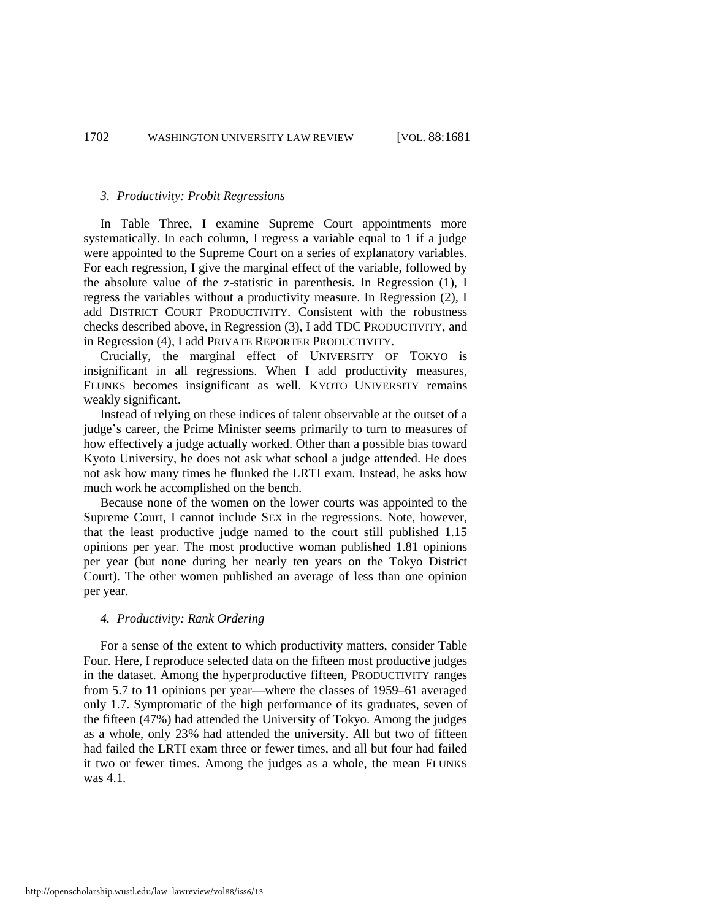### *3. Productivity: Probit Regressions*

In Table Three, I examine Supreme Court appointments more systematically. In each column, I regress a variable equal to 1 if a judge were appointed to the Supreme Court on a series of explanatory variables. For each regression, I give the marginal effect of the variable, followed by the absolute value of the z-statistic in parenthesis. In Regression (1), I regress the variables without a productivity measure. In Regression (2), I add DISTRICT COURT PRODUCTIVITY. Consistent with the robustness checks described above, in Regression (3), I add TDC PRODUCTIVITY, and in Regression (4), I add PRIVATE REPORTER PRODUCTIVITY.

Crucially, the marginal effect of UNIVERSITY OF TOKYO is insignificant in all regressions. When I add productivity measures, FLUNKS becomes insignificant as well. KYOTO UNIVERSITY remains weakly significant.

Instead of relying on these indices of talent observable at the outset of a judge's career, the Prime Minister seems primarily to turn to measures of how effectively a judge actually worked. Other than a possible bias toward Kyoto University, he does not ask what school a judge attended. He does not ask how many times he flunked the LRTI exam. Instead, he asks how much work he accomplished on the bench.

Because none of the women on the lower courts was appointed to the Supreme Court, I cannot include SEX in the regressions. Note, however, that the least productive judge named to the court still published 1.15 opinions per year. The most productive woman published 1.81 opinions per year (but none during her nearly ten years on the Tokyo District Court). The other women published an average of less than one opinion per year.

### *4. Productivity: Rank Ordering*

For a sense of the extent to which productivity matters, consider Table Four. Here, I reproduce selected data on the fifteen most productive judges in the dataset. Among the hyperproductive fifteen, PRODUCTIVITY ranges from 5.7 to 11 opinions per year—where the classes of 1959–61 averaged only 1.7. Symptomatic of the high performance of its graduates, seven of the fifteen (47%) had attended the University of Tokyo. Among the judges as a whole, only 23% had attended the university. All but two of fifteen had failed the LRTI exam three or fewer times, and all but four had failed it two or fewer times. Among the judges as a whole, the mean FLUNKS was 4.1.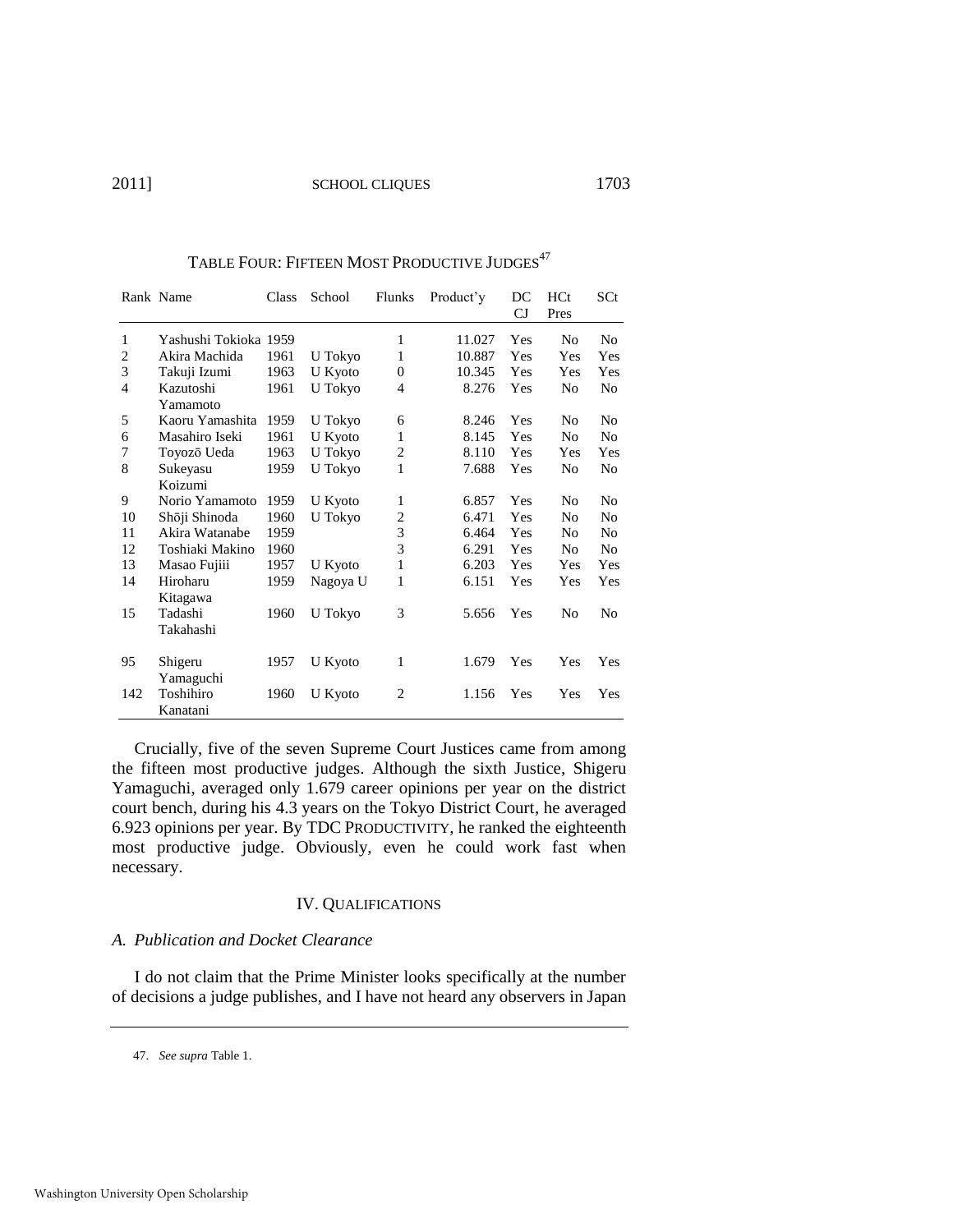TABLE FOUR: FIFTEEN MOST PRODUCTIVE JUDGES[47]

| Rank | Name | Class | School | Flunks | Product'y | DC CJ | HCt Pres | SCt |
|---|---|---|---|---|---|---|---|---|
| 1 | Yashushi Tokioka | 1959 | | 1 | 11.027 | Yes | No | No |
| 2 | Akira Machida | 1961 | U Tokyo | 1 | 10.887 | Yes | Yes | Yes |
| 3 | Takuji Izumi | 1963 | U Kyoto | 0 | 10.345 | Yes | Yes | Yes |
| 4 | Kazutoshi Yamamoto | 1961 | U Tokyo | 4 | 8.276 | Yes | No | No |
| 5 | Kaoru Yamashita | 1959 | U Tokyo | 6 | 8.246 | Yes | No | No |
| 6 | Masahiro Iseki | 1961 | U Kyoto | 1 | 8.145 | Yes | No | No |
| 7 | Toyozō Ueda | 1963 | U Tokyo | 2 | 8.110 | Yes | Yes | Yes |
| 8 | Sukeyasu Koizumi | 1959 | U Tokyo | 1 | 7.688 | Yes | No | No |
| 9 | Norio Yamamoto | 1959 | U Kyoto | 1 | 6.857 | Yes | No | No |
| 10 | Shōji Shinoda | 1960 | U Tokyo | 2 | 6.471 | Yes | No | No |
| 11 | Akira Watanabe | 1959 | | 3 | 6.464 | Yes | No | No |
| 12 | Toshiaki Makino | 1960 | | 3 | 6.291 | Yes | No | No |
| 13 | Masao Fujiii | 1957 | U Kyoto | 1 | 6.203 | Yes | Yes | Yes |
| 14 | Hiroharu Kitagawa | 1959 | Nagoya U | 1 | 6.151 | Yes | Yes | Yes |
| 15 | Tadashi Takahashi | 1960 | U Tokyo | 3 | 5.656 | Yes | No | No |
| 95 | Shigeru Yamaguchi | 1957 | U Kyoto | 1 | 1.679 | Yes | Yes | Yes |
| 142 | Toshihiro Kanatani | 1960 | U Kyoto | 2 | 1.156 | Yes | Yes | Yes |

Crucially, five of the seven Supreme Court Justices came from among the fifteen most productive judges. Although the sixth Justice, Shigeru Yamaguchi, averaged only 1.679 career opinions per year on the district court bench, during his 4.3 years on the Tokyo District Court, he averaged 6.923 opinions per year. By TDC PRODUCTIVITY, he ranked the eighteenth most productive judge. Obviously, even he could work fast when necessary.

## IV. QUALIFICATIONS

### *A. Publication and Docket Clearance*

I do not claim that the Prime Minister looks specifically at the number of decisions a judge publishes, and I have not heard any observers in Japan

47. *See supra* Table 1.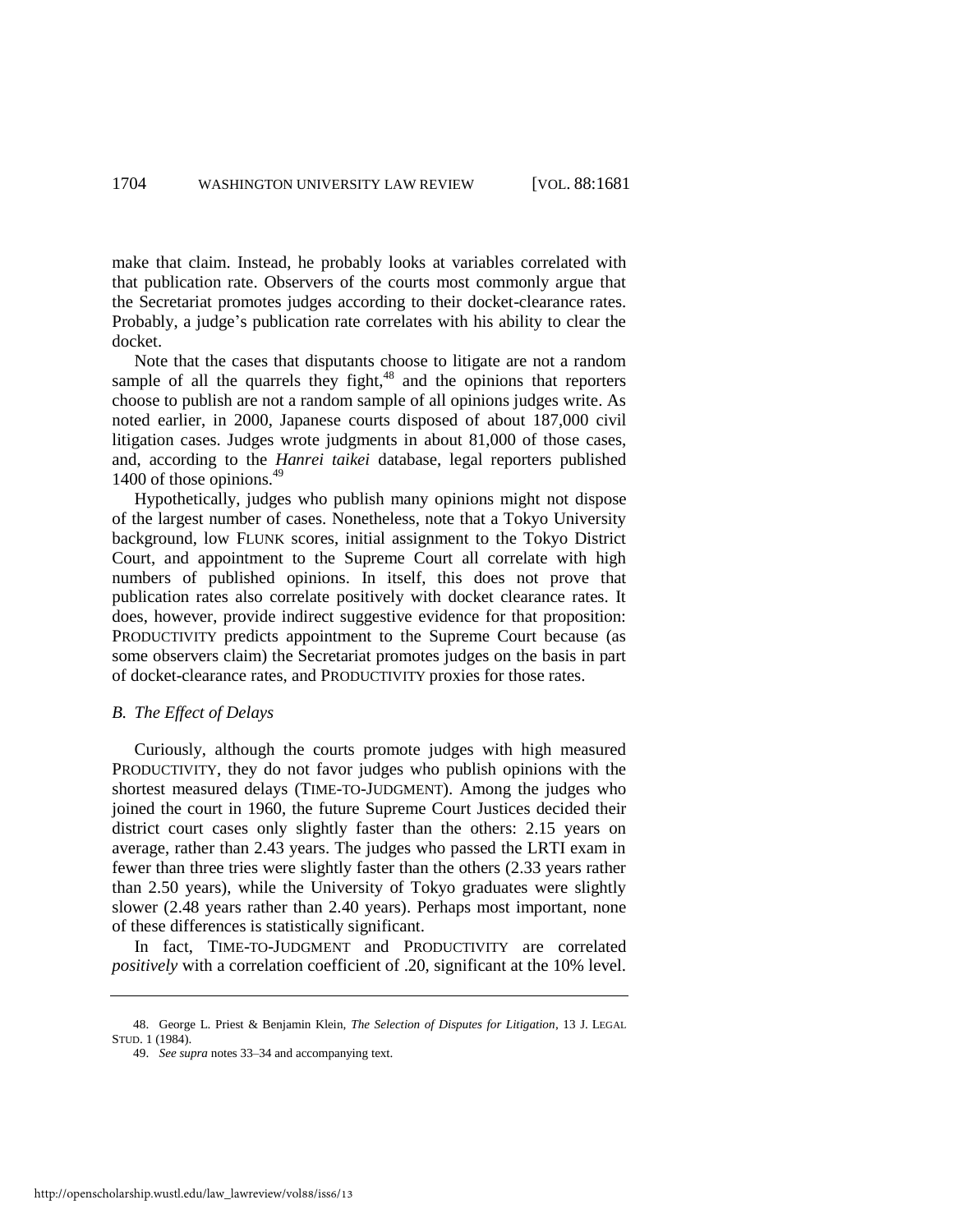make that claim. Instead, he probably looks at variables correlated with that publication rate. Observers of the courts most commonly argue that the Secretariat promotes judges according to their docket-clearance rates. Probably, a judge's publication rate correlates with his ability to clear the docket.

Note that the cases that disputants choose to litigate are not a random sample of all the quarrels they fight,[48] and the opinions that reporters choose to publish are not a random sample of all opinions judges write. As noted earlier, in 2000, Japanese courts disposed of about 187,000 civil litigation cases. Judges wrote judgments in about 81,000 of those cases, and, according to the *Hanrei taikei* database, legal reporters published 1400 of those opinions.[49]

Hypothetically, judges who publish many opinions might not dispose of the largest number of cases. Nonetheless, note that a Tokyo University background, low FLUNK scores, initial assignment to the Tokyo District Court, and appointment to the Supreme Court all correlate with high numbers of published opinions. In itself, this does not prove that publication rates also correlate positively with docket clearance rates. It does, however, provide indirect suggestive evidence for that proposition: PRODUCTIVITY predicts appointment to the Supreme Court because (as some observers claim) the Secretariat promotes judges on the basis in part of docket-clearance rates, and PRODUCTIVITY proxies for those rates.

### *B. The Effect of Delays*

Curiously, although the courts promote judges with high measured PRODUCTIVITY, they do not favor judges who publish opinions with the shortest measured delays (TIME-TO-JUDGMENT). Among the judges who joined the court in 1960, the future Supreme Court Justices decided their district court cases only slightly faster than the others: 2.15 years on average, rather than 2.43 years. The judges who passed the LRTI exam in fewer than three tries were slightly faster than the others (2.33 years rather than 2.50 years), while the University of Tokyo graduates were slightly slower (2.48 years rather than 2.40 years). Perhaps most important, none of these differences is statistically significant.

In fact, TIME-TO-JUDGMENT and PRODUCTIVITY are correlated *positively* with a correlation coefficient of .20, significant at the 10% level.

---

48. George L. Priest & Benjamin Klein, *The Selection of Disputes for Litigation*, 13 J. LEGAL STUD. 1 (1984).

49. *See supra* notes 33–34 and accompanying text.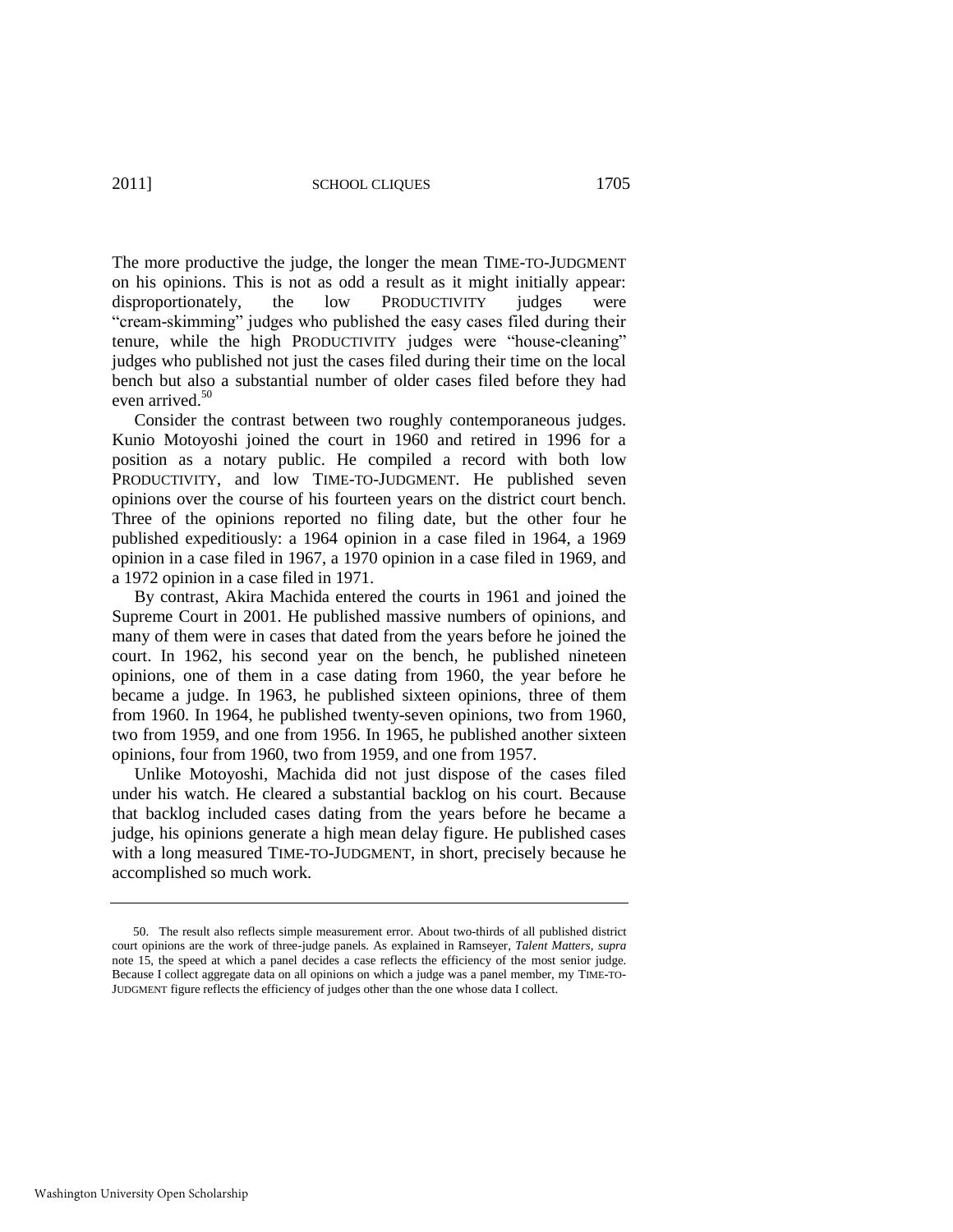The more productive the judge, the longer the mean TIME-TO-JUDGMENT on his opinions. This is not as odd a result as it might initially appear: disproportionately, the low PRODUCTIVITY judges were "cream-skimming" judges who published the easy cases filed during their tenure, while the high PRODUCTIVITY judges were "house-cleaning" judges who published not just the cases filed during their time on the local bench but also a substantial number of older cases filed before they had even arrived.[50]

Consider the contrast between two roughly contemporaneous judges. Kunio Motoyoshi joined the court in 1960 and retired in 1996 for a position as a notary public. He compiled a record with both low PRODUCTIVITY, and low TIME-TO-JUDGMENT. He published seven opinions over the course of his fourteen years on the district court bench. Three of the opinions reported no filing date, but the other four he published expeditiously: a 1964 opinion in a case filed in 1964, a 1969 opinion in a case filed in 1967, a 1970 opinion in a case filed in 1969, and a 1972 opinion in a case filed in 1971.

By contrast, Akira Machida entered the courts in 1961 and joined the Supreme Court in 2001. He published massive numbers of opinions, and many of them were in cases that dated from the years before he joined the court. In 1962, his second year on the bench, he published nineteen opinions, one of them in a case dating from 1960, the year before he became a judge. In 1963, he published sixteen opinions, three of them from 1960. In 1964, he published twenty-seven opinions, two from 1960, two from 1959, and one from 1956. In 1965, he published another sixteen opinions, four from 1960, two from 1959, and one from 1957.

Unlike Motoyoshi, Machida did not just dispose of the cases filed under his watch. He cleared a substantial backlog on his court. Because that backlog included cases dating from the years before he became a judge, his opinions generate a high mean delay figure. He published cases with a long measured TIME-TO-JUDGMENT, in short, precisely because he accomplished so much work.

---

50. The result also reflects simple measurement error. About two-thirds of all published district court opinions are the work of three-judge panels. As explained in Ramseyer, *Talent Matters*, *supra* note 15, the speed at which a panel decides a case reflects the efficiency of the most senior judge. Because I collect aggregate data on all opinions on which a judge was a panel member, my TIME-TO-JUDGMENT figure reflects the efficiency of judges other than the one whose data I collect.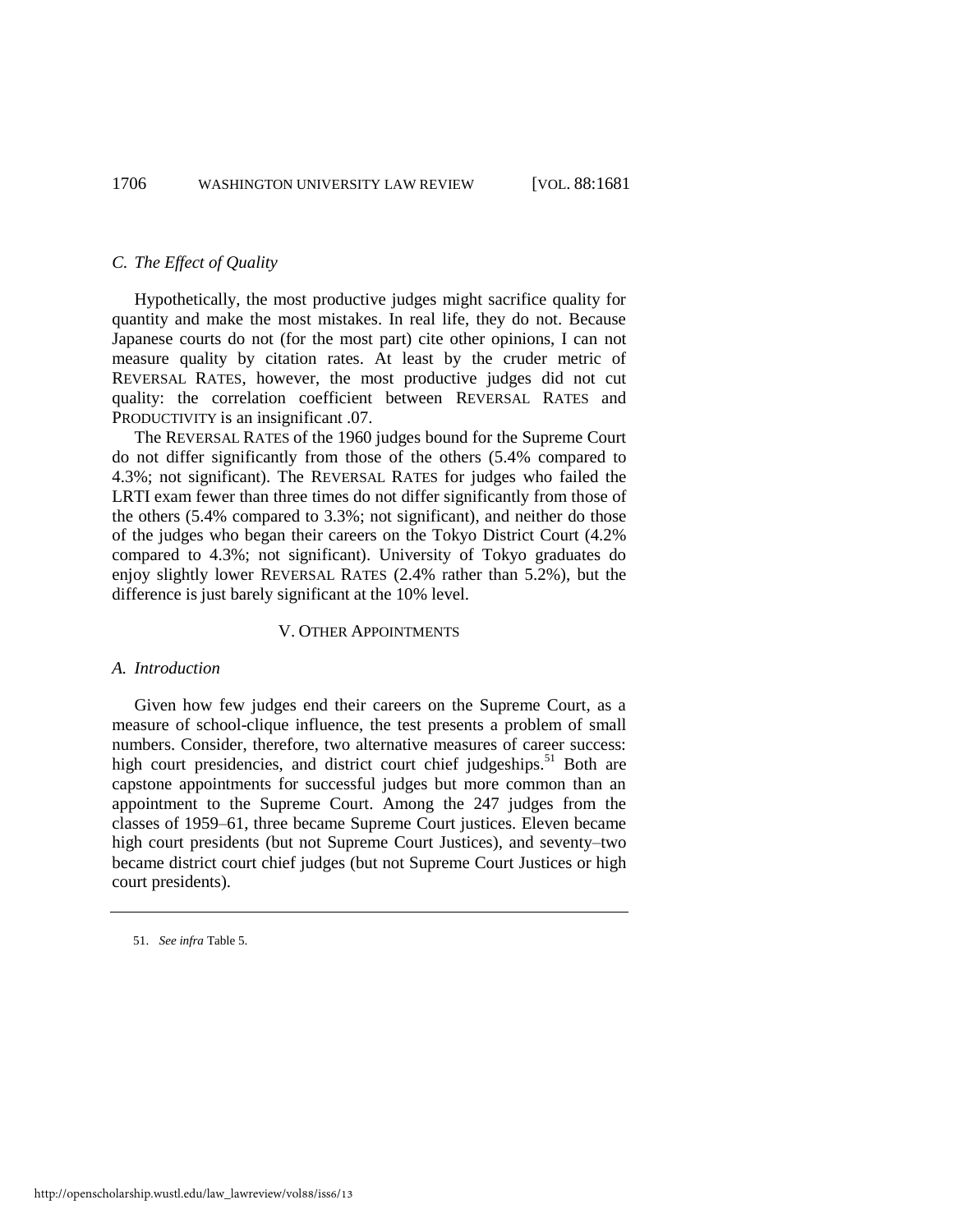### C. The Effect of Quality

Hypothetically, the most productive judges might sacrifice quality for quantity and make the most mistakes. In real life, they do not. Because Japanese courts do not (for the most part) cite other opinions, I can not measure quality by citation rates. At least by the cruder metric of REVERSAL RATES, however, the most productive judges did not cut quality: the correlation coefficient between REVERSAL RATES and PRODUCTIVITY is an insignificant .07.

The REVERSAL RATES of the 1960 judges bound for the Supreme Court do not differ significantly from those of the others (5.4% compared to 4.3%; not significant). The REVERSAL RATES for judges who failed the LRTI exam fewer than three times do not differ significantly from those of the others (5.4% compared to 3.3%; not significant), and neither do those of the judges who began their careers on the Tokyo District Court (4.2% compared to 4.3%; not significant). University of Tokyo graduates do enjoy slightly lower REVERSAL RATES (2.4% rather than 5.2%), but the difference is just barely significant at the 10% level.

## V. OTHER APPOINTMENTS

### A. Introduction

Given how few judges end their careers on the Supreme Court, as a measure of school-clique influence, the test presents a problem of small numbers. Consider, therefore, two alternative measures of career success: high court presidencies, and district court chief judgeships.[51] Both are capstone appointments for successful judges but more common than an appointment to the Supreme Court. Among the 247 judges from the classes of 1959–61, three became Supreme Court justices. Eleven became high court presidents (but not Supreme Court Justices), and seventy–two became district court chief judges (but not Supreme Court Justices or high court presidents).

51. *See infra* Table 5.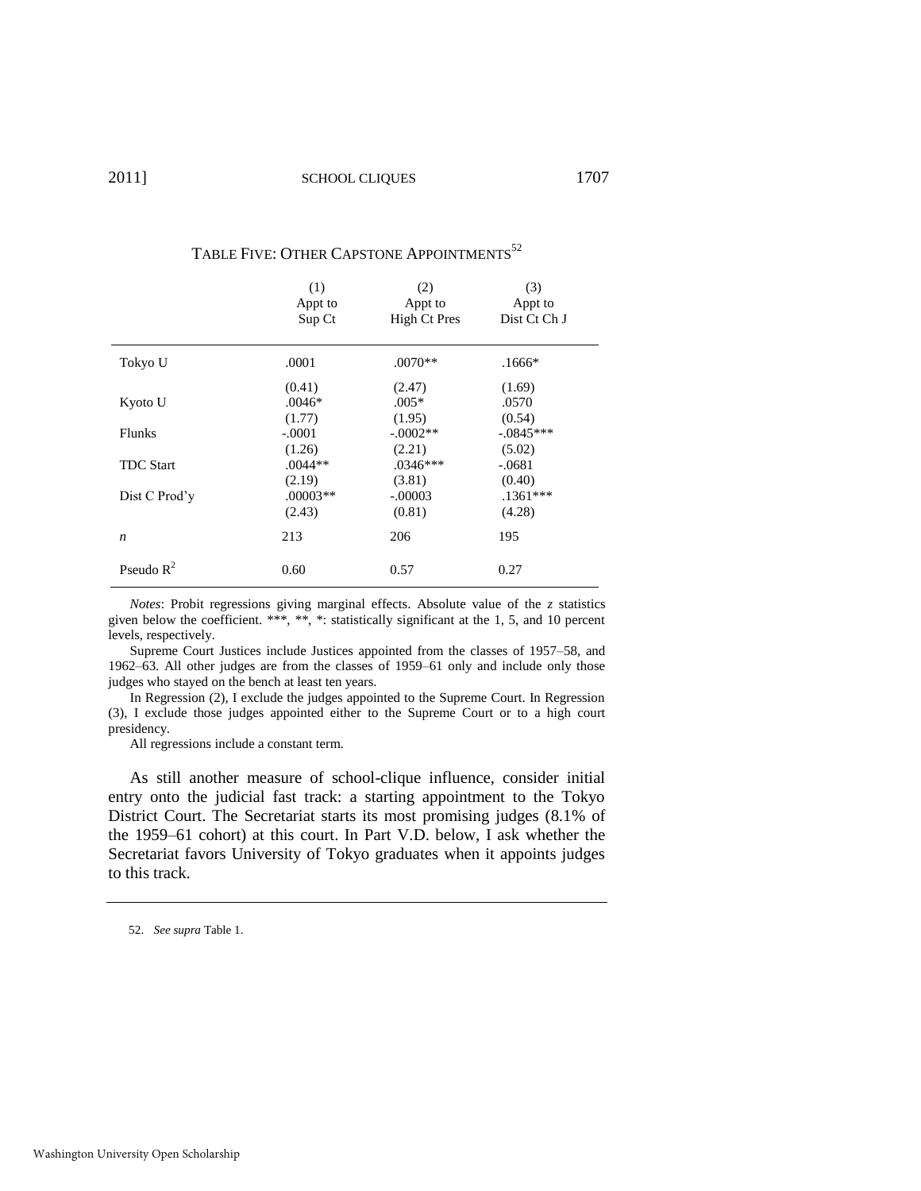TABLE FIVE: OTHER CAPSTONE APPOINTMENTS[52]

| | (1) Appt to Sup Ct | (2) Appt to High Ct Pres | (3) Appt to Dist Ct Ch J |
|---|---|---|---|
| Tokyo U | .0001 | .0070** | .1666* |
| | (0.41) | (2.47) | (1.69) |
| Kyoto U | .0046* | .005* | .0570 |
| | (1.77) | (1.95) | (0.54) |
| Flunks | -.0001 | -.0002** | -.0845*** |
| | (1.26) | (2.21) | (5.02) |
| TDC Start | .0044** | .0346*** | -.0681 |
| | (2.19) | (3.81) | (0.40) |
| Dist C Prod'y | .00003** | -.00003 | .1361*** |
| | (2.43) | (0.81) | (4.28) |
| *n* | 213 | 206 | 195 |
| Pseudo $R^2$ | 0.60 | 0.57 | 0.27 |

*Notes*: Probit regressions giving marginal effects. Absolute value of the *z* statistics given below the coefficient. ***, **, *: statistically significant at the 1, 5, and 10 percent levels, respectively.

Supreme Court Justices include Justices appointed from the classes of 1957–58, and 1962–63. All other judges are from the classes of 1959–61 only and include only those judges who stayed on the bench at least ten years.

In Regression (2), I exclude the judges appointed to the Supreme Court. In Regression (3), I exclude those judges appointed either to the Supreme Court or to a high court presidency.

All regressions include a constant term.

As still another measure of school-clique influence, consider initial entry onto the judicial fast track: a starting appointment to the Tokyo District Court. The Secretariat starts its most promising judges (8.1% of the 1959–61 cohort) at this court. In Part V.D. below, I ask whether the Secretariat favors University of Tokyo graduates when it appoints judges to this track.

52. *See supra* Table 1.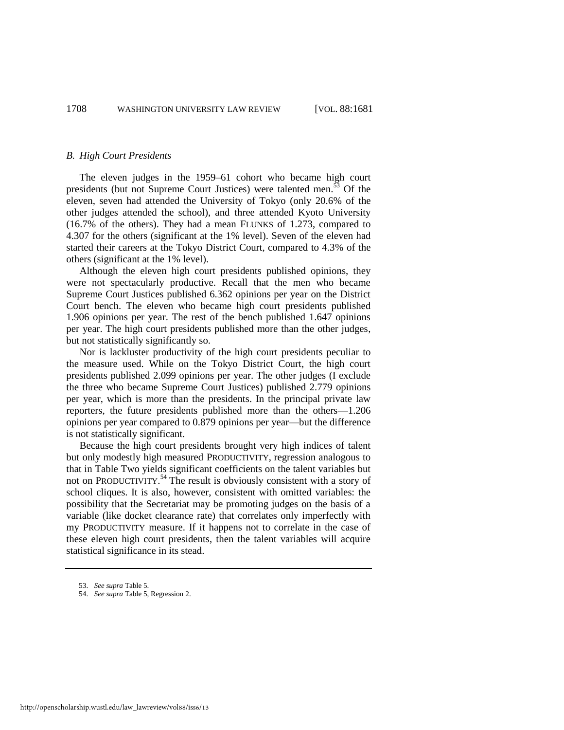### *B. High Court Presidents*

The eleven judges in the 1959–61 cohort who became high court presidents (but not Supreme Court Justices) were talented men.[53] Of the eleven, seven had attended the University of Tokyo (only 20.6% of the other judges attended the school), and three attended Kyoto University (16.7% of the others). They had a mean FLUNKS of 1.273, compared to 4.307 for the others (significant at the 1% level). Seven of the eleven had started their careers at the Tokyo District Court, compared to 4.3% of the others (significant at the 1% level).

Although the eleven high court presidents published opinions, they were not spectacularly productive. Recall that the men who became Supreme Court Justices published 6.362 opinions per year on the District Court bench. The eleven who became high court presidents published 1.906 opinions per year. The rest of the bench published 1.647 opinions per year. The high court presidents published more than the other judges, but not statistically significantly so.

Nor is lackluster productivity of the high court presidents peculiar to the measure used. While on the Tokyo District Court, the high court presidents published 2.099 opinions per year. The other judges (I exclude the three who became Supreme Court Justices) published 2.779 opinions per year, which is more than the presidents. In the principal private law reporters, the future presidents published more than the others—1.206 opinions per year compared to 0.879 opinions per year—but the difference is not statistically significant.

Because the high court presidents brought very high indices of talent but only modestly high measured PRODUCTIVITY, regression analogous to that in Table Two yields significant coefficients on the talent variables but not on PRODUCTIVITY.[54] The result is obviously consistent with a story of school cliques. It is also, however, consistent with omitted variables: the possibility that the Secretariat may be promoting judges on the basis of a variable (like docket clearance rate) that correlates only imperfectly with my PRODUCTIVITY measure. If it happens not to correlate in the case of these eleven high court presidents, then the talent variables will acquire statistical significance in its stead.

---

53. *See supra* Table 5.

54. *See supra* Table 5, Regression 2.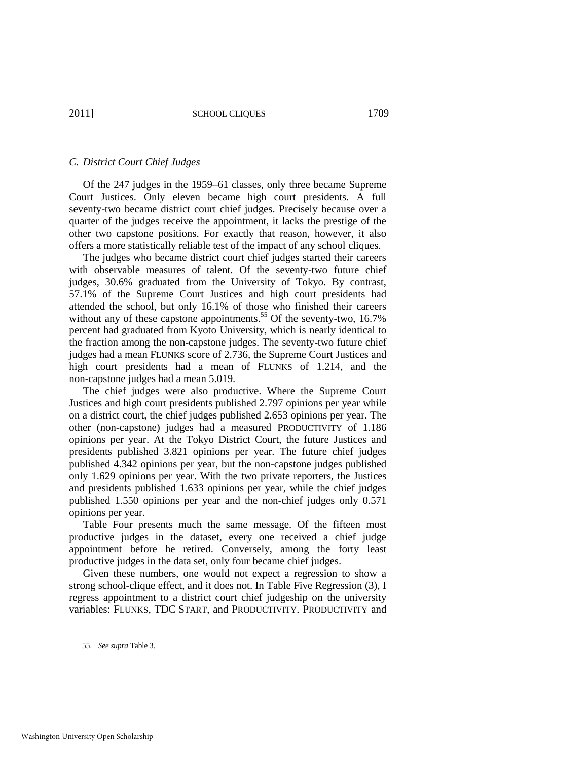### C. District Court Chief Judges

Of the 247 judges in the 1959–61 classes, only three became Supreme Court Justices. Only eleven became high court presidents. A full seventy-two became district court chief judges. Precisely because over a quarter of the judges receive the appointment, it lacks the prestige of the other two capstone positions. For exactly that reason, however, it also offers a more statistically reliable test of the impact of any school cliques.

The judges who became district court chief judges started their careers with observable measures of talent. Of the seventy-two future chief judges, 30.6% graduated from the University of Tokyo. By contrast, 57.1% of the Supreme Court Justices and high court presidents had attended the school, but only 16.1% of those who finished their careers without any of these capstone appointments.[55] Of the seventy-two, 16.7% percent had graduated from Kyoto University, which is nearly identical to the fraction among the non-capstone judges. The seventy-two future chief judges had a mean FLUNKS score of 2.736, the Supreme Court Justices and high court presidents had a mean of FLUNKS of 1.214, and the non-capstone judges had a mean 5.019.

The chief judges were also productive. Where the Supreme Court Justices and high court presidents published 2.797 opinions per year while on a district court, the chief judges published 2.653 opinions per year. The other (non-capstone) judges had a measured PRODUCTIVITY of 1.186 opinions per year. At the Tokyo District Court, the future Justices and presidents published 3.821 opinions per year. The future chief judges published 4.342 opinions per year, but the non-capstone judges published only 1.629 opinions per year. With the two private reporters, the Justices and presidents published 1.633 opinions per year, while the chief judges published 1.550 opinions per year and the non-chief judges only 0.571 opinions per year.

Table Four presents much the same message. Of the fifteen most productive judges in the dataset, every one received a chief judge appointment before he retired. Conversely, among the forty least productive judges in the data set, only four became chief judges.

Given these numbers, one would not expect a regression to show a strong school-clique effect, and it does not. In Table Five Regression (3), I regress appointment to a district court chief judgeship on the university variables: FLUNKS, TDC START, and PRODUCTIVITY. PRODUCTIVITY and

55. *See supra* Table 3.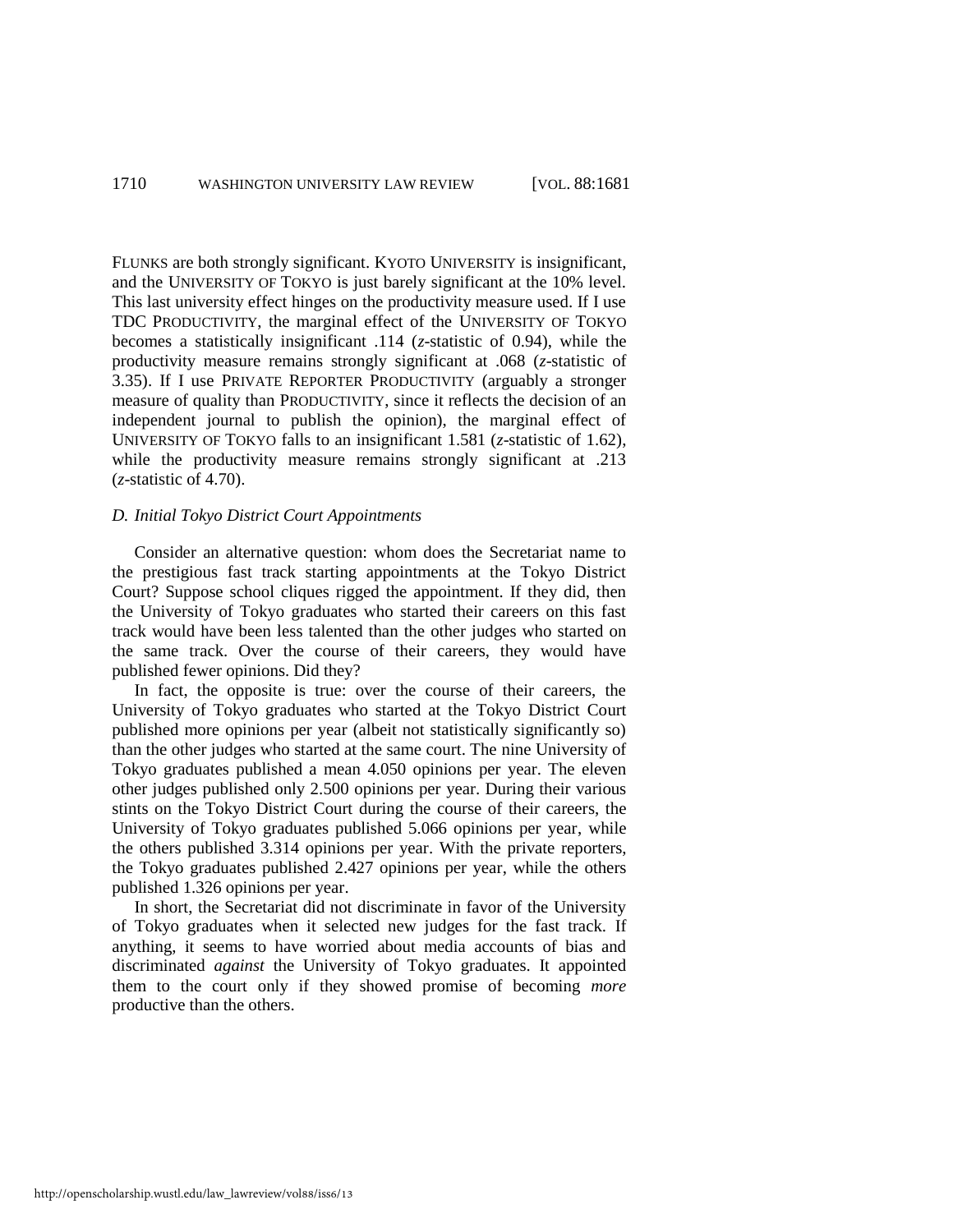FLUNKS are both strongly significant. KYOTO UNIVERSITY is insignificant, and the UNIVERSITY OF TOKYO is just barely significant at the 10% level. This last university effect hinges on the productivity measure used. If I use TDC PRODUCTIVITY, the marginal effect of the UNIVERSITY OF TOKYO becomes a statistically insignificant .114 (*z*-statistic of 0.94), while the productivity measure remains strongly significant at .068 (*z*-statistic of 3.35). If I use PRIVATE REPORTER PRODUCTIVITY (arguably a stronger measure of quality than PRODUCTIVITY, since it reflects the decision of an independent journal to publish the opinion), the marginal effect of UNIVERSITY OF TOKYO falls to an insignificant 1.581 (*z*-statistic of 1.62), while the productivity measure remains strongly significant at .213 (*z*-statistic of 4.70).

### *D. Initial Tokyo District Court Appointments*

Consider an alternative question: whom does the Secretariat name to the prestigious fast track starting appointments at the Tokyo District Court? Suppose school cliques rigged the appointment. If they did, then the University of Tokyo graduates who started their careers on this fast track would have been less talented than the other judges who started on the same track. Over the course of their careers, they would have published fewer opinions. Did they?

In fact, the opposite is true: over the course of their careers, the University of Tokyo graduates who started at the Tokyo District Court published more opinions per year (albeit not statistically significantly so) than the other judges who started at the same court. The nine University of Tokyo graduates published a mean 4.050 opinions per year. The eleven other judges published only 2.500 opinions per year. During their various stints on the Tokyo District Court during the course of their careers, the University of Tokyo graduates published 5.066 opinions per year, while the others published 3.314 opinions per year. With the private reporters, the Tokyo graduates published 2.427 opinions per year, while the others published 1.326 opinions per year.

In short, the Secretariat did not discriminate in favor of the University of Tokyo graduates when it selected new judges for the fast track. If anything, it seems to have worried about media accounts of bias and discriminated *against* the University of Tokyo graduates. It appointed them to the court only if they showed promise of becoming *more* productive than the others.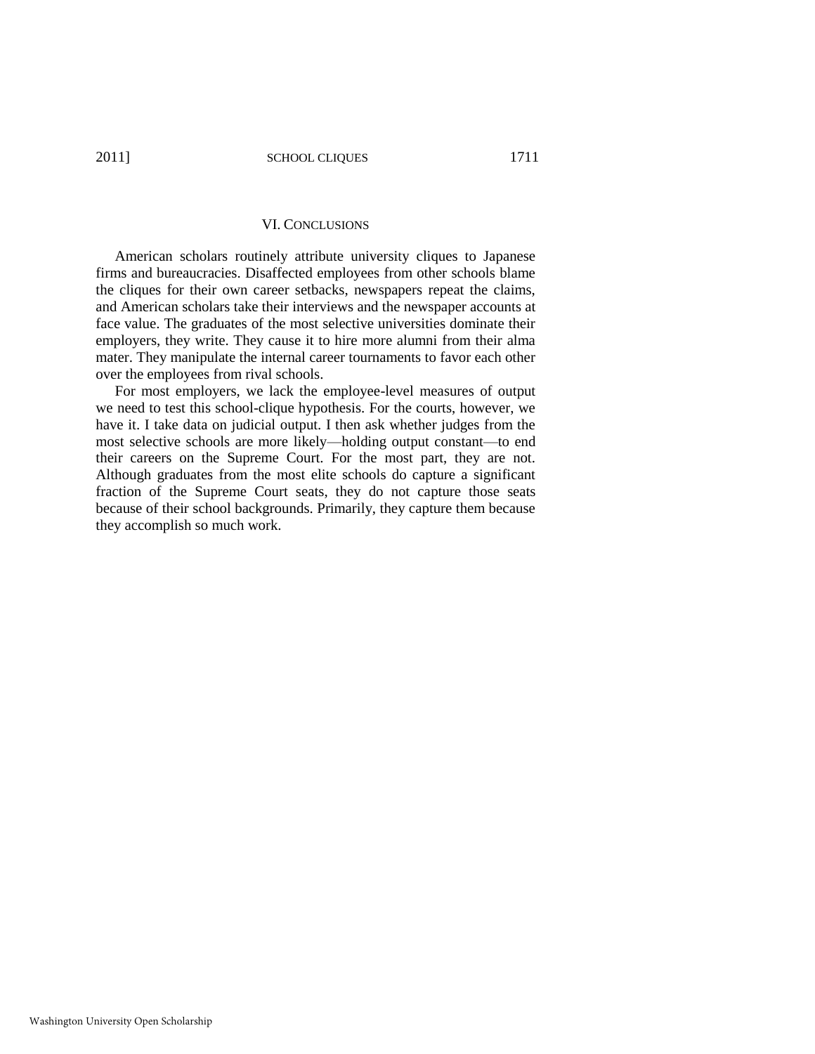## VI. CONCLUSIONS

American scholars routinely attribute university cliques to Japanese firms and bureaucracies. Disaffected employees from other schools blame the cliques for their own career setbacks, newspapers repeat the claims, and American scholars take their interviews and the newspaper accounts at face value. The graduates of the most selective universities dominate their employers, they write. They cause it to hire more alumni from their alma mater. They manipulate the internal career tournaments to favor each other over the employees from rival schools.

For most employers, we lack the employee-level measures of output we need to test this school-clique hypothesis. For the courts, however, we have it. I take data on judicial output. I then ask whether judges from the most selective schools are more likely—holding output constant—to end their careers on the Supreme Court. For the most part, they are not. Although graduates from the most elite schools do capture a significant fraction of the Supreme Court seats, they do not capture those seats because of their school backgrounds. Primarily, they capture them because they accomplish so much work.